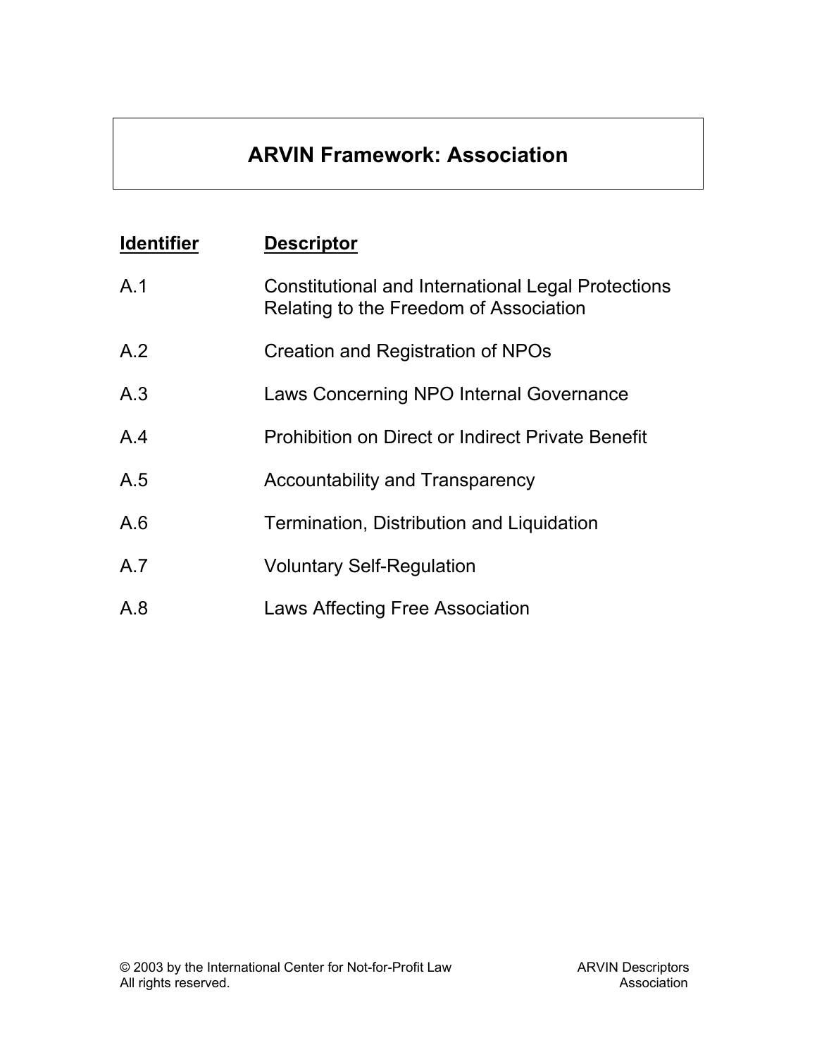# ARVIN Framework: Association

| Identifier | Descriptor |
| --- | --- |
| A.1 | Constitutional and International Legal Protections Relating to the Freedom of Association |
| A.2 | Creation and Registration of NPOs |
| A.3 | Laws Concerning NPO Internal Governance |
| A.4 | Prohibition on Direct or Indirect Private Benefit |
| A.5 | Accountability and Transparency |
| A.6 | Termination, Distribution and Liquidation |
| A.7 | Voluntary Self-Regulation |
| A.8 | Laws Affecting Free Association |

© 2003 by the International Center for Not-for-Profit Law
All rights reserved.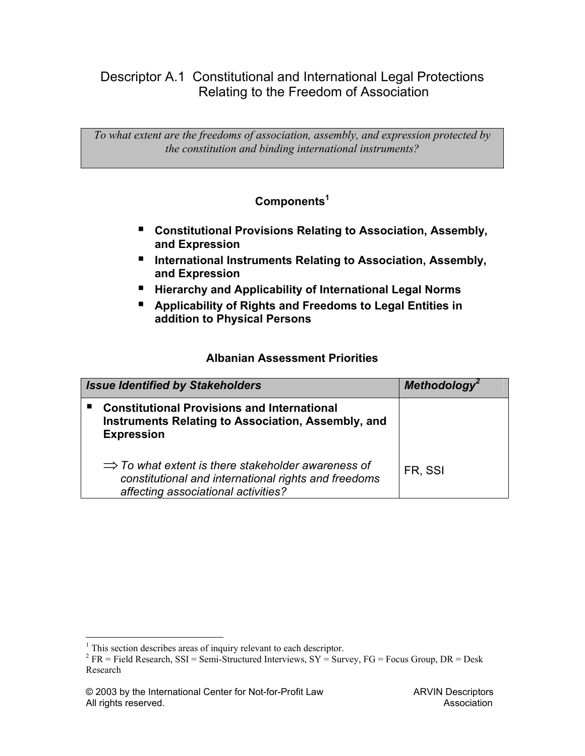# Descriptor A.1 Constitutional and International Legal Protections Relating to the Freedom of Association

*To what extent are the freedoms of association, assembly, and expression protected by the constitution and binding international instruments?*

## Components[1]

- **Constitutional Provisions Relating to Association, Assembly, and Expression**
- **International Instruments Relating to Association, Assembly, and Expression**
- **Hierarchy and Applicability of International Legal Norms**
- **Applicability of Rights and Freedoms to Legal Entities in addition to Physical Persons**

## Albanian Assessment Priorities

| *Issue Identified by Stakeholders* | *Methodology*[2] |
| --- | --- |
| ▪ **Constitutional Provisions and International Instruments Relating to Association, Assembly, and Expression** | |
| ⇒ *To what extent is there stakeholder awareness of constitutional and international rights and freedoms affecting associational activities?* | FR, SSI |

[1] This section describes areas of inquiry relevant to each descriptor.

[2] FR = Field Research, SSI = Semi-Structured Interviews, SY = Survey, FG = Focus Group, DR = Desk Research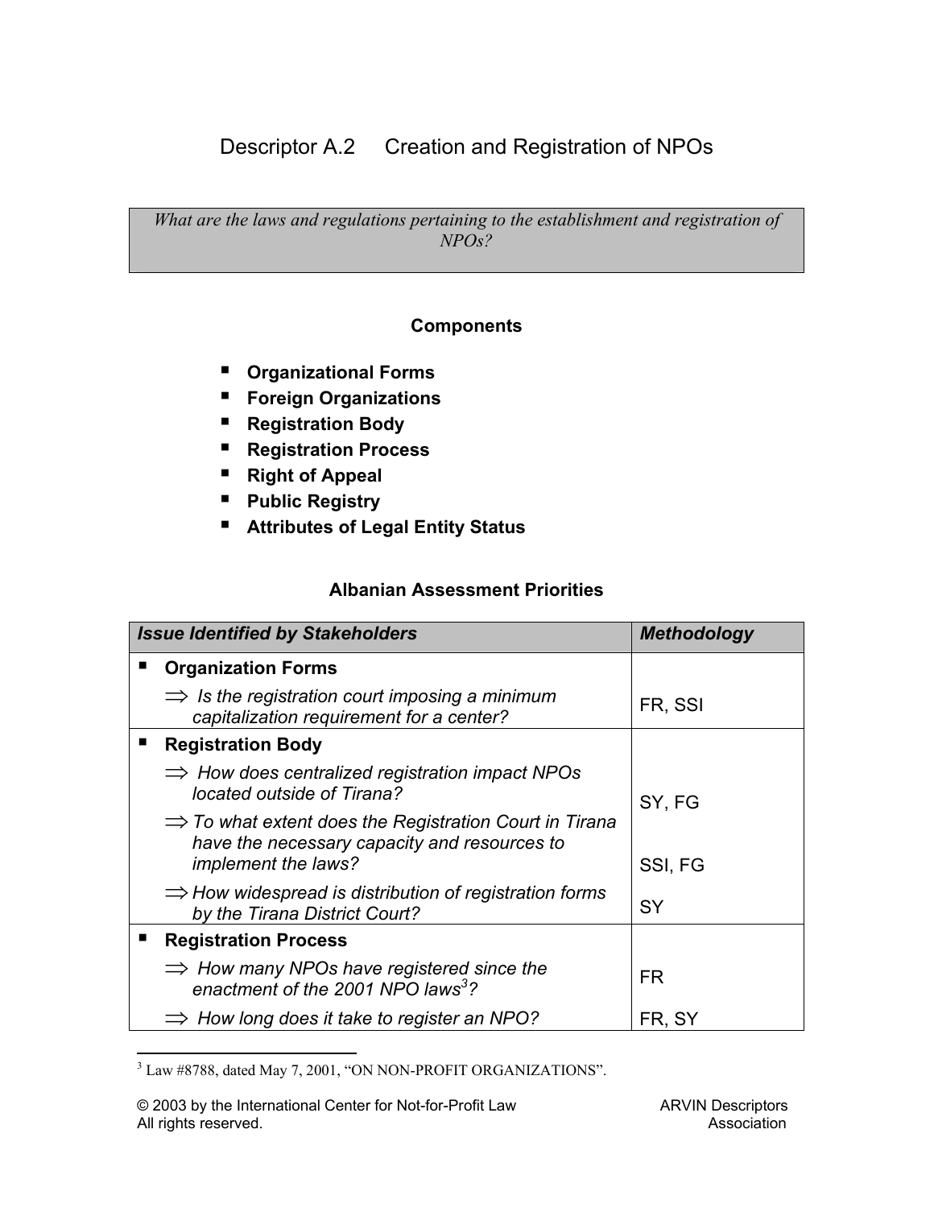# Descriptor A.2 Creation and Registration of NPOs

*What are the laws and regulations pertaining to the establishment and registration of NPOs?*

**Components**

- **Organizational Forms**
- **Foreign Organizations**
- **Registration Body**
- **Registration Process**
- **Right of Appeal**
- **Public Registry**
- **Attributes of Legal Entity Status**

**Albanian Assessment Priorities**

| *Issue Identified by Stakeholders* | *Methodology* |
| --- | --- |
| ▪ **Organization Forms** | |
| ⇒ *Is the registration court imposing a minimum capitalization requirement for a center?* | FR, SSI |
| ▪ **Registration Body** | |
| ⇒ *How does centralized registration impact NPOs located outside of Tirana?* | SY, FG |
| ⇒ *To what extent does the Registration Court in Tirana have the necessary capacity and resources to implement the laws?* | SSI, FG |
| ⇒ *How widespread is distribution of registration forms by the Tirana District Court?* | SY |
| ▪ **Registration Process** | |
| ⇒ *How many NPOs have registered since the enactment of the 2001 NPO laws[3]?* | FR |
| ⇒ *How long does it take to register an NPO?* | FR, SY |

[3] Law #8788, dated May 7, 2001, "ON NON-PROFIT ORGANIZATIONS".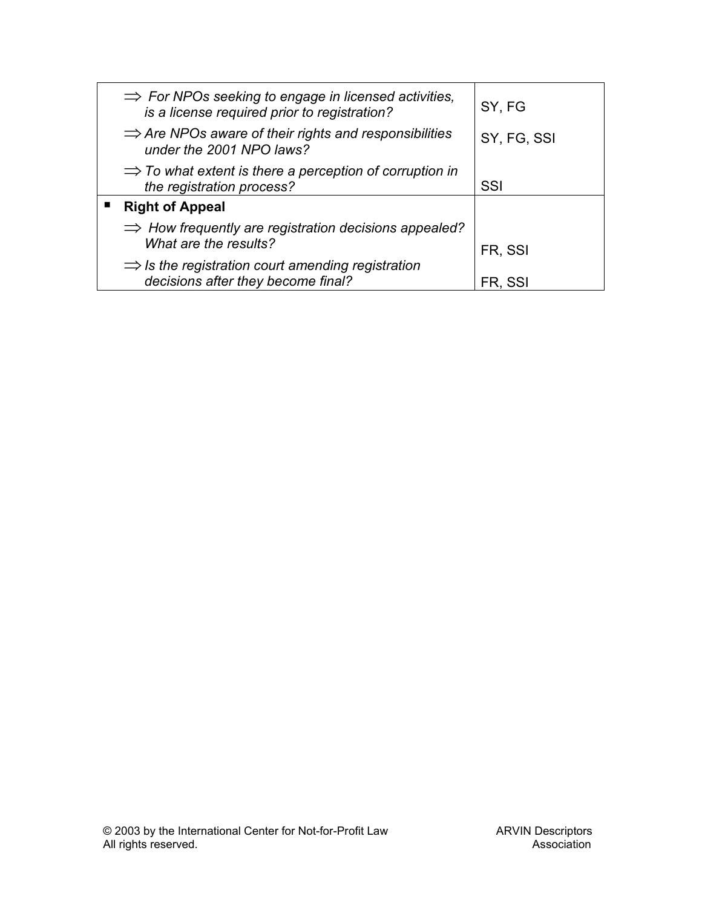| | |
|---|---|
| ⇒ *For NPOs seeking to engage in licensed activities, is a license required prior to registration?* | SY, FG |
| ⇒ *Are NPOs aware of their rights and responsibilities under the 2001 NPO laws?* | SY, FG, SSI |
| ⇒ *To what extent is there a perception of corruption in the registration process?* | SSI |
| ▪ **Right of Appeal** | |
| ⇒ *How frequently are registration decisions appealed? What are the results?* | FR, SSI |
| ⇒ *Is the registration court amending registration decisions after they become final?* | FR, SSI |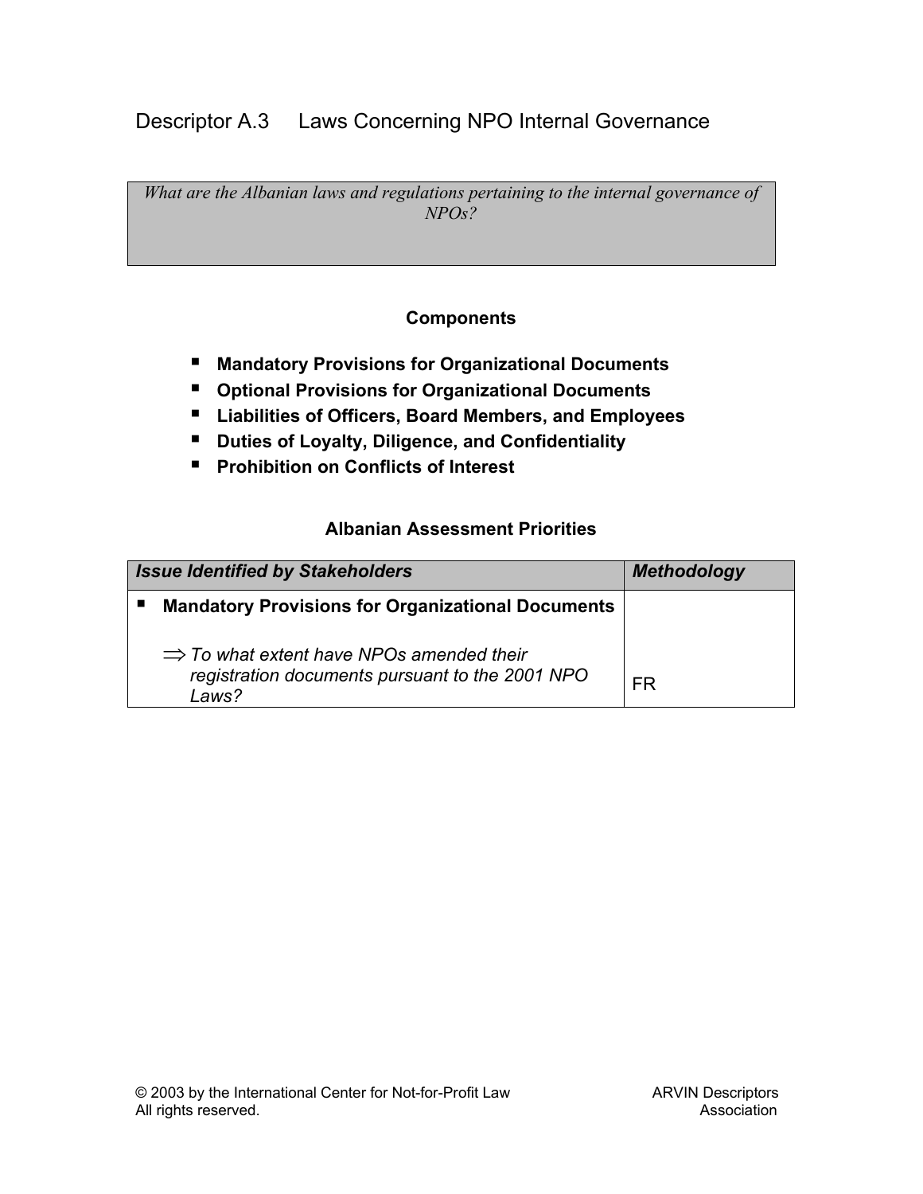# Descriptor A.3 Laws Concerning NPO Internal Governance

*What are the Albanian laws and regulations pertaining to the internal governance of NPOs?*

### Components

- **Mandatory Provisions for Organizational Documents**
- **Optional Provisions for Organizational Documents**
- **Liabilities of Officers, Board Members, and Employees**
- **Duties of Loyalty, Diligence, and Confidentiality**
- **Prohibition on Conflicts of Interest**

### Albanian Assessment Priorities

| *Issue Identified by Stakeholders* | *Methodology* |
|---|---|
| ▪ **Mandatory Provisions for Organizational Documents**<br><br>⇒ *To what extent have NPOs amended their registration documents pursuant to the 2001 NPO Laws?* | FR |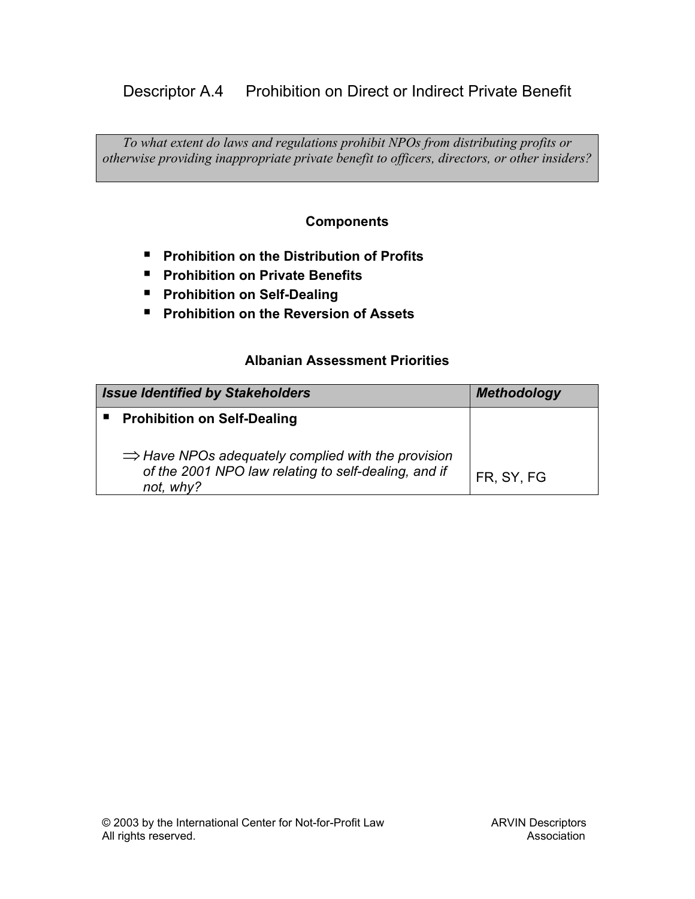## Descriptor A.4 Prohibition on Direct or Indirect Private Benefit

*To what extent do laws and regulations prohibit NPOs from distributing profits or otherwise providing inappropriate private benefit to officers, directors, or other insiders?*

### Components

- **Prohibition on the Distribution of Profits**
- **Prohibition on Private Benefits**
- **Prohibition on Self-Dealing**
- **Prohibition on the Reversion of Assets**

### Albanian Assessment Priorities

| ***Issue Identified by Stakeholders*** | ***Methodology*** |
|---|---|
| ▪ **Prohibition on Self-Dealing**<br><br>⇒ *Have NPOs adequately complied with the provision of the 2001 NPO law relating to self-dealing, and if not, why?* | FR, SY, FG |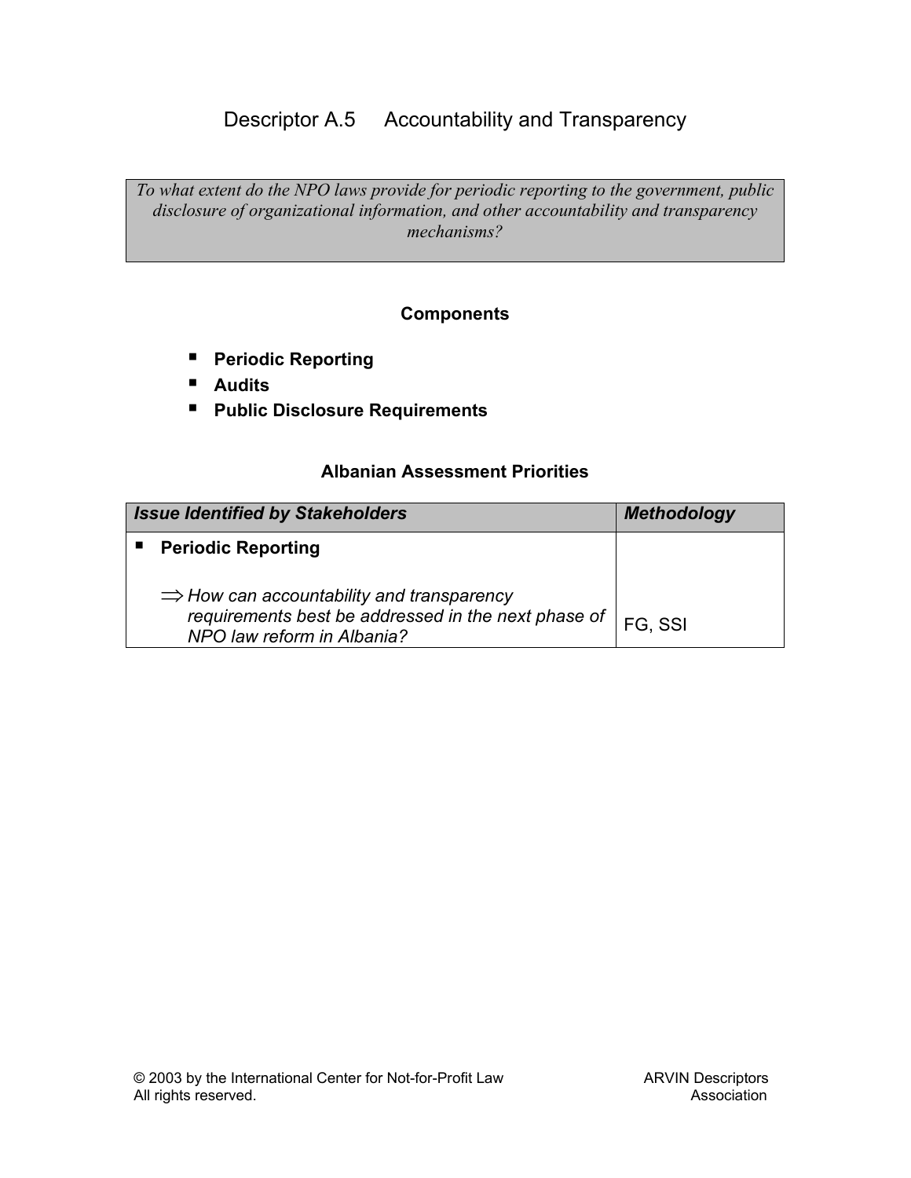# Descriptor A.5 Accountability and Transparency

*To what extent do the NPO laws provide for periodic reporting to the government, public disclosure of organizational information, and other accountability and transparency mechanisms?*

### Components

- **Periodic Reporting**
- **Audits**
- **Public Disclosure Requirements**

### Albanian Assessment Priorities

| *Issue Identified by Stakeholders* | *Methodology* |
|---|---|
| ▪ **Periodic Reporting**<br><br>⇒ *How can accountability and transparency requirements best be addressed in the next phase of NPO law reform in Albania?* | FG, SSI |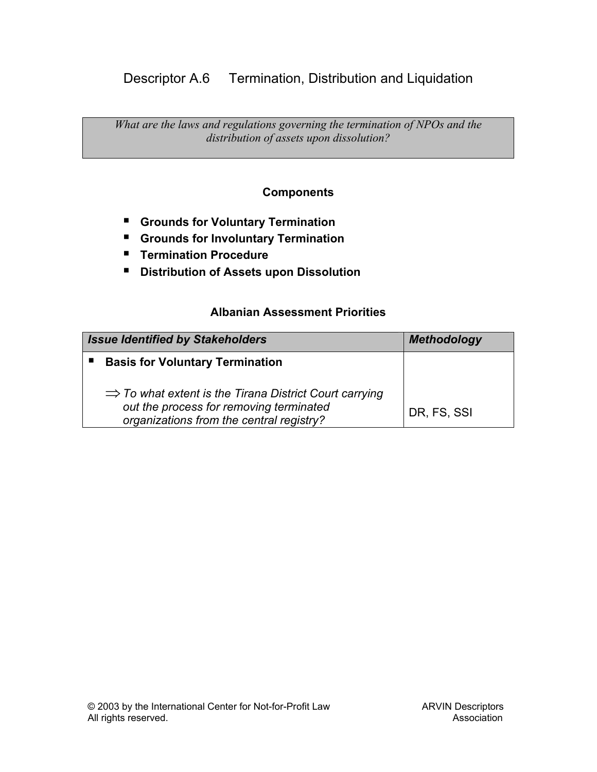# Descriptor A.6 Termination, Distribution and Liquidation

*What are the laws and regulations governing the termination of NPOs and the distribution of assets upon dissolution?*

### Components

- **Grounds for Voluntary Termination**
- **Grounds for Involuntary Termination**
- **Termination Procedure**
- **Distribution of Assets upon Dissolution**

### Albanian Assessment Priorities

| *Issue Identified by Stakeholders* | *Methodology* |
|---|---|
| ▪ **Basis for Voluntary Termination**<br><br>⇒ *To what extent is the Tirana District Court carrying out the process for removing terminated organizations from the central registry?* | DR, FS, SSI |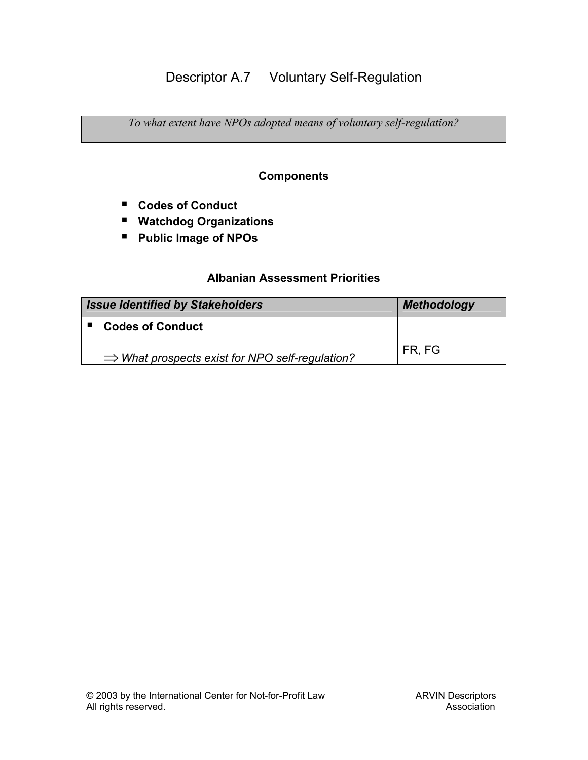# Descriptor A.7 Voluntary Self-Regulation

*To what extent have NPOs adopted means of voluntary self-regulation?*

### Components

- **Codes of Conduct**
- **Watchdog Organizations**
- **Public Image of NPOs**

### Albanian Assessment Priorities

| ***Issue Identified by Stakeholders*** | ***Methodology*** |
|---|---|
| ▪ **Codes of Conduct**<br><br>⇒ *What prospects exist for NPO self-regulation?* | FR, FG |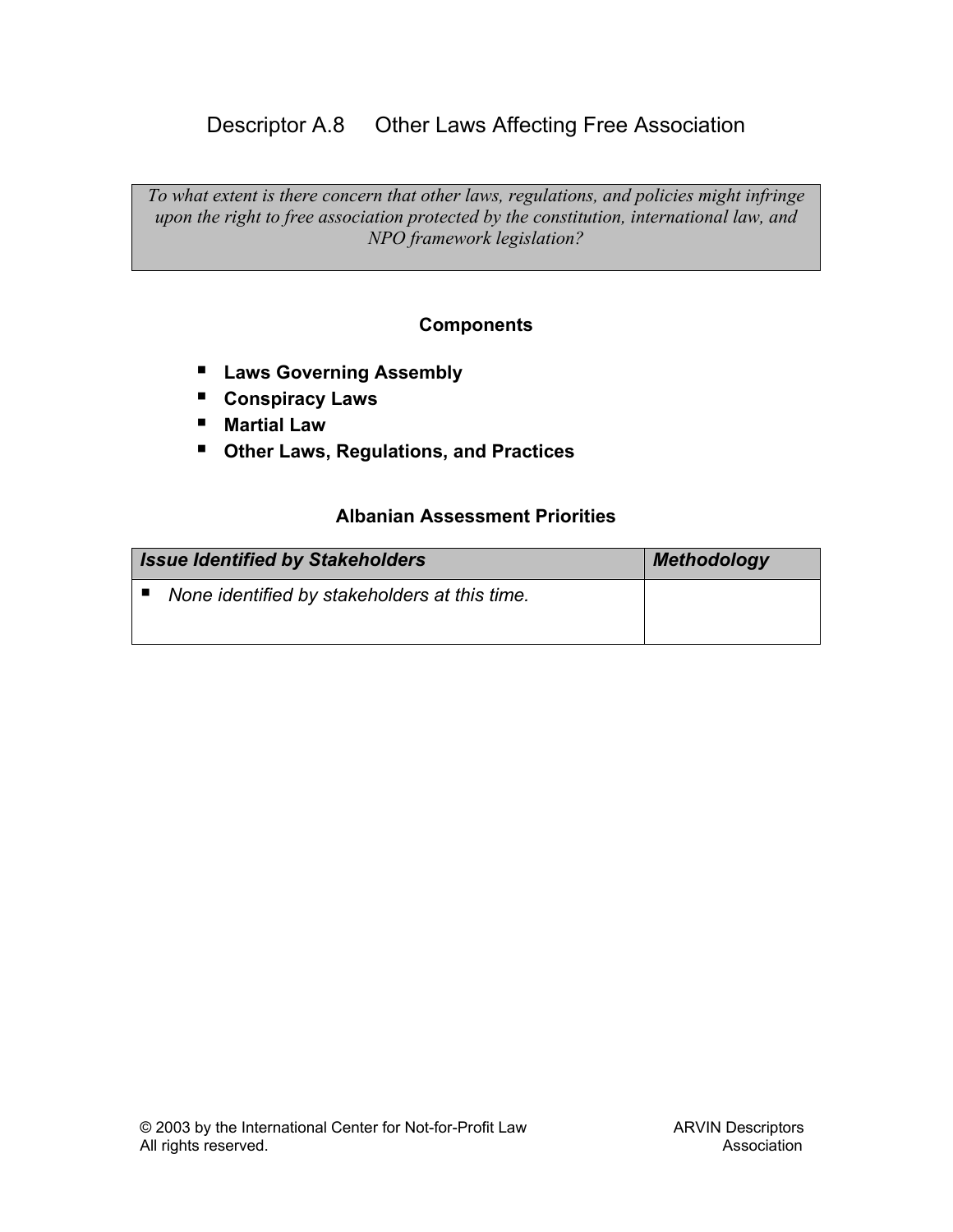# Descriptor A.8 Other Laws Affecting Free Association

*To what extent is there concern that other laws, regulations, and policies might infringe upon the right to free association protected by the constitution, international law, and NPO framework legislation?*

### Components

- **Laws Governing Assembly**
- **Conspiracy Laws**
- **Martial Law**
- **Other Laws, Regulations, and Practices**

### Albanian Assessment Priorities

| *Issue Identified by Stakeholders* | *Methodology* |
|---|---|
| ▪ *None identified by stakeholders at this time.* | |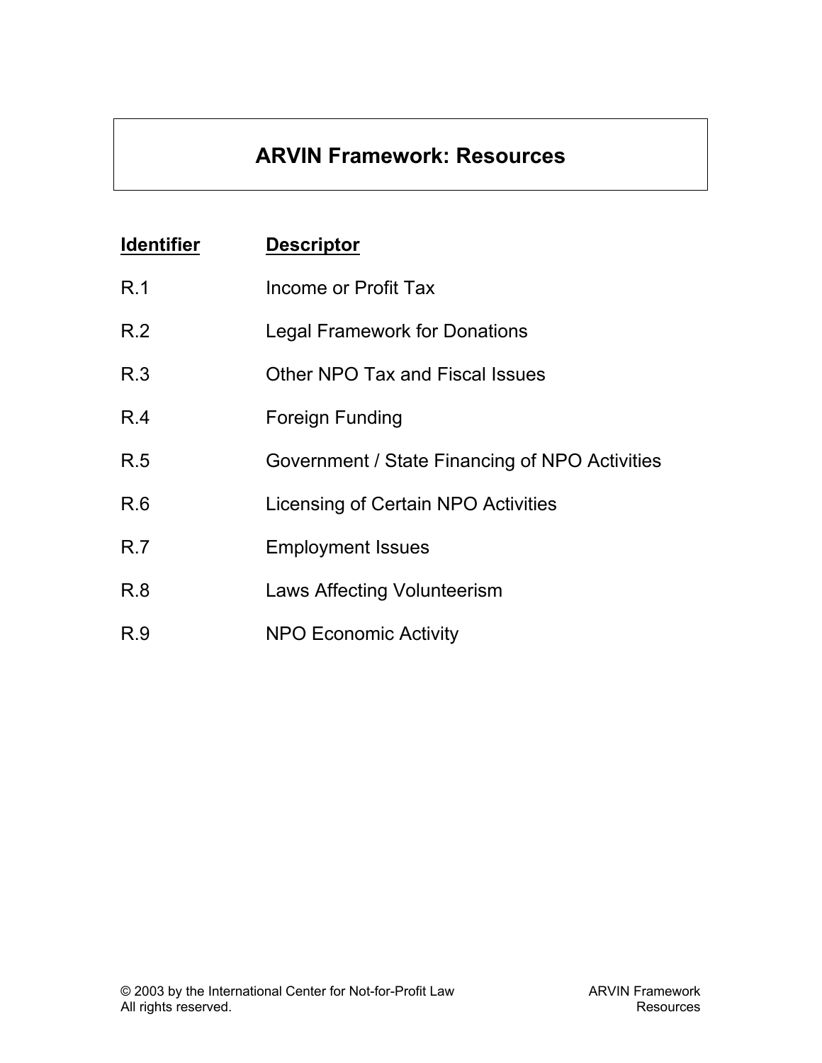# ARVIN Framework: Resources

| Identifier | Descriptor |
|---|---|
| R.1 | Income or Profit Tax |
| R.2 | Legal Framework for Donations |
| R.3 | Other NPO Tax and Fiscal Issues |
| R.4 | Foreign Funding |
| R.5 | Government / State Financing of NPO Activities |
| R.6 | Licensing of Certain NPO Activities |
| R.7 | Employment Issues |
| R.8 | Laws Affecting Volunteerism |
| R.9 | NPO Economic Activity |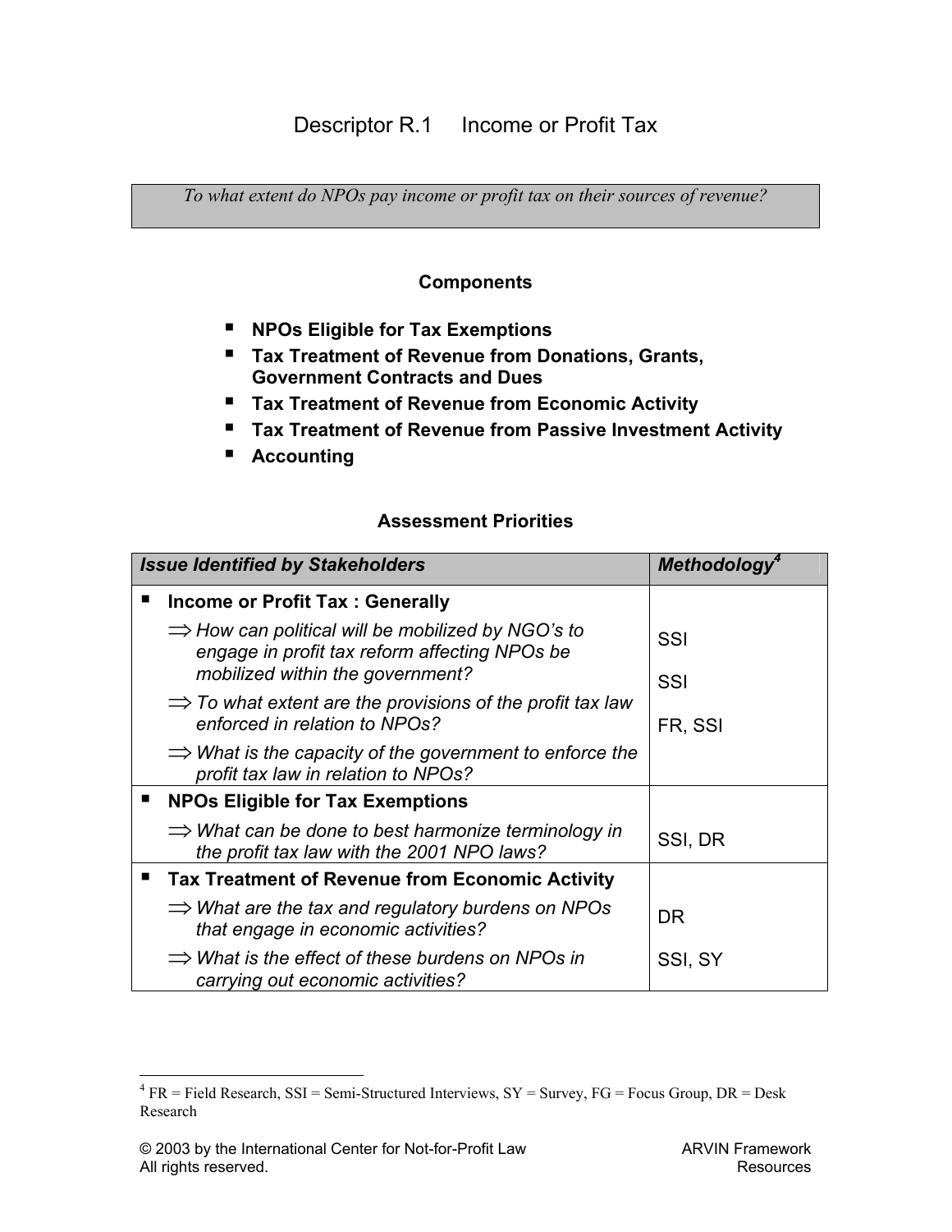# Descriptor R.1 Income or Profit Tax

*To what extent do NPOs pay income or profit tax on their sources of revenue?*

### Components

- **NPOs Eligible for Tax Exemptions**
- **Tax Treatment of Revenue from Donations, Grants, Government Contracts and Dues**
- **Tax Treatment of Revenue from Economic Activity**
- **Tax Treatment of Revenue from Passive Investment Activity**
- **Accounting**

### Assessment Priorities

| *Issue Identified by Stakeholders* | *Methodology*[4] |
|---|---|
| ▪ **Income or Profit Tax : Generally** | |
| ⇒ *How can political will be mobilized by NGO's to engage in profit tax reform affecting NPOs be mobilized within the government?* | SSI |
| ⇒ *To what extent are the provisions of the profit tax law enforced in relation to NPOs?* | SSI |
| ⇒ *What is the capacity of the government to enforce the profit tax law in relation to NPOs?* | FR, SSI |
| ▪ **NPOs Eligible for Tax Exemptions** | |
| ⇒ *What can be done to best harmonize terminology in the profit tax law with the 2001 NPO laws?* | SSI, DR |
| ▪ **Tax Treatment of Revenue from Economic Activity** | |
| ⇒ *What are the tax and regulatory burdens on NPOs that engage in economic activities?* | DR |
| ⇒ *What is the effect of these burdens on NPOs in carrying out economic activities?* | SSI, SY |

[4] FR = Field Research, SSI = Semi-Structured Interviews, SY = Survey, FG = Focus Group, DR = Desk Research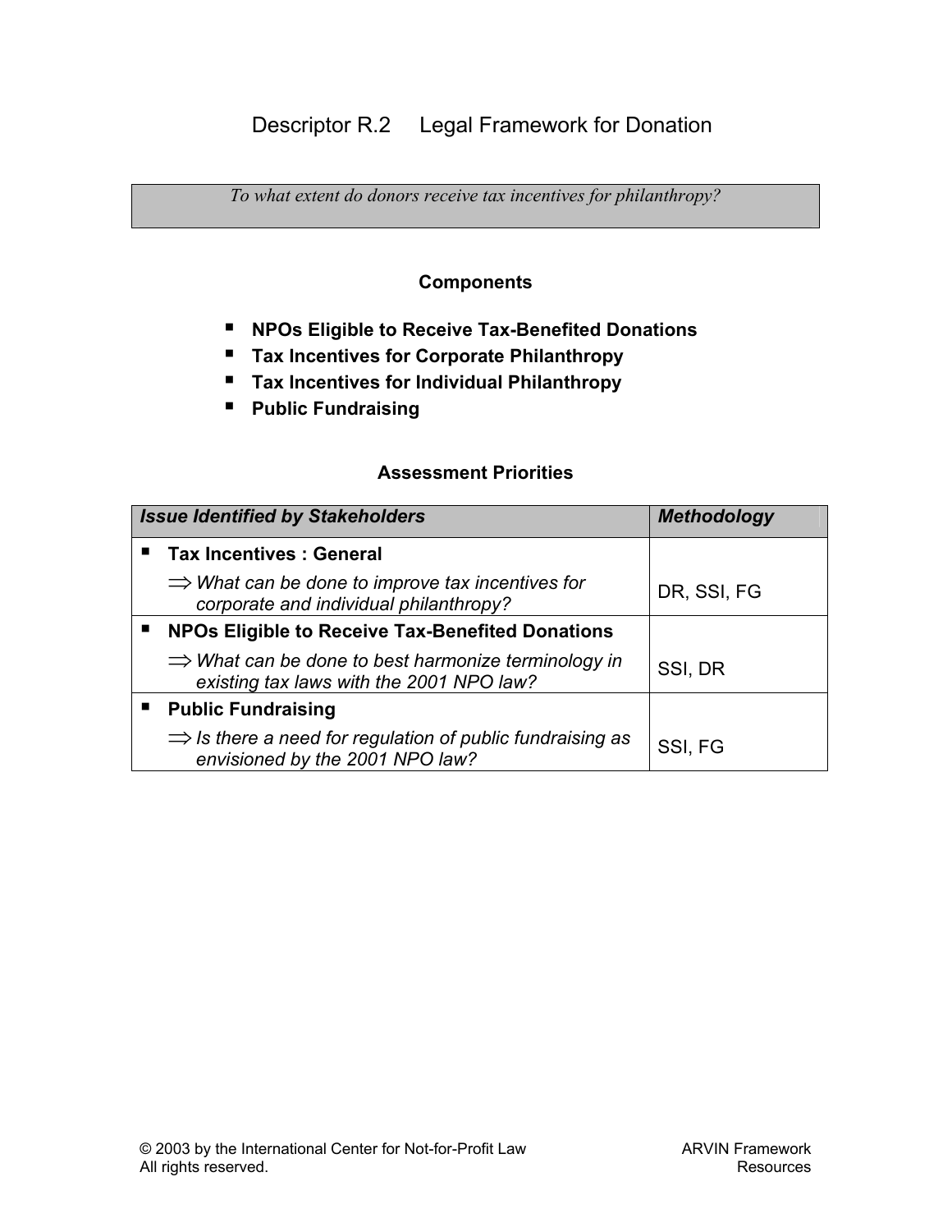# Descriptor R.2 Legal Framework for Donation

| *To what extent do donors receive tax incentives for philanthropy?* |
|---|

### Components

- **NPOs Eligible to Receive Tax-Benefited Donations**
- **Tax Incentives for Corporate Philanthropy**
- **Tax Incentives for Individual Philanthropy**
- **Public Fundraising**

### Assessment Priorities

| *Issue Identified by Stakeholders* | *Methodology* |
|---|---|
| ▪ **Tax Incentives : General**<br>⇒ *What can be done to improve tax incentives for corporate and individual philanthropy?* | DR, SSI, FG |
| ▪ **NPOs Eligible to Receive Tax-Benefited Donations**<br>⇒ *What can be done to best harmonize terminology in existing tax laws with the 2001 NPO law?* | SSI, DR |
| ▪ **Public Fundraising**<br>⇒ *Is there a need for regulation of public fundraising as envisioned by the 2001 NPO law?* | SSI, FG |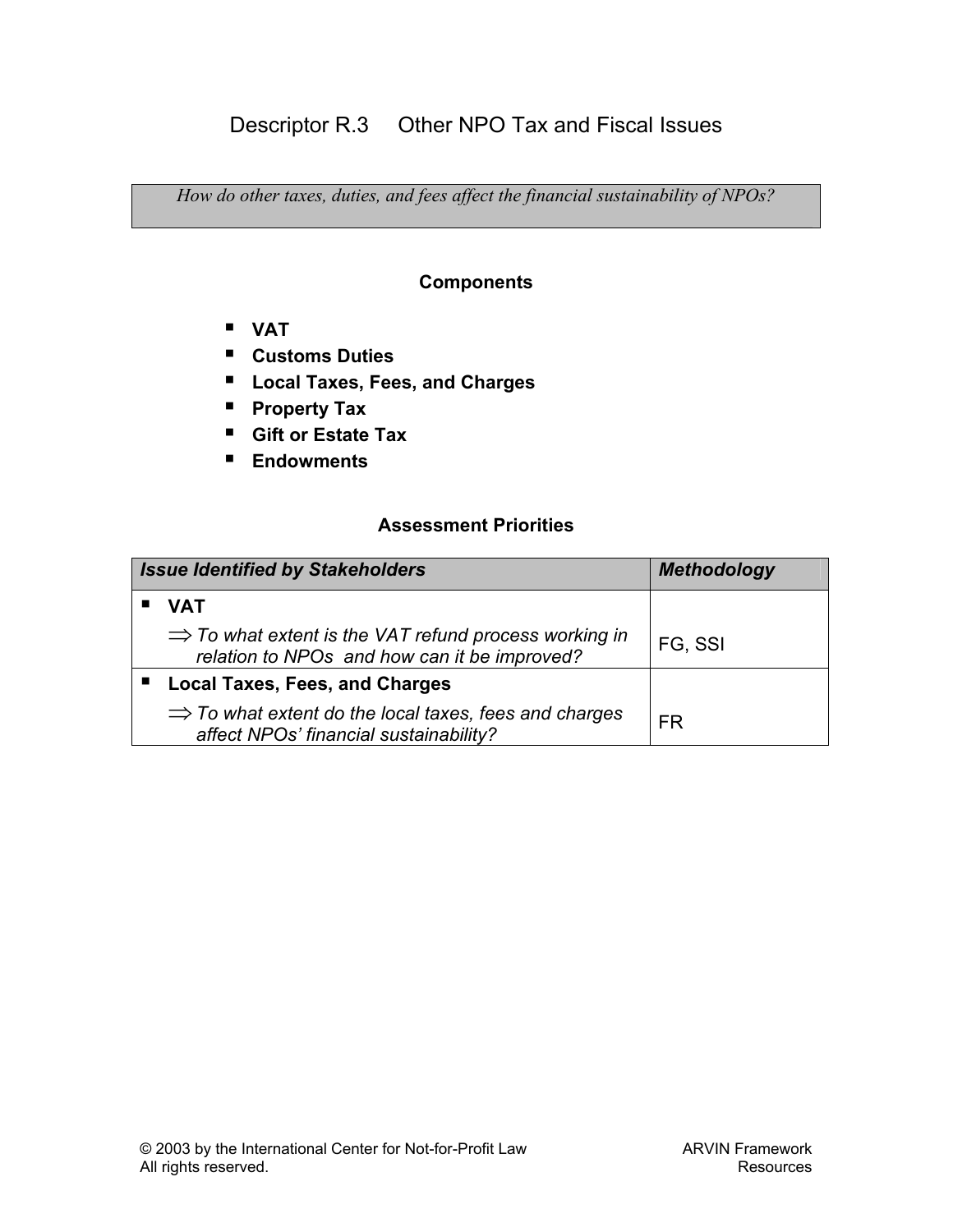## Descriptor R.3 Other NPO Tax and Fiscal Issues

*How do other taxes, duties, and fees affect the financial sustainability of NPOs?*

### Components

- **VAT**
- **Customs Duties**
- **Local Taxes, Fees, and Charges**
- **Property Tax**
- **Gift or Estate Tax**
- **Endowments**

### Assessment Priorities

| *Issue Identified by Stakeholders* | *Methodology* |
|---|---|
| ▪ **VAT**<br>⇒ *To what extent is the VAT refund process working in relation to NPOs and how can it be improved?* | FG, SSI |
| ▪ **Local Taxes, Fees, and Charges**<br>⇒ *To what extent do the local taxes, fees and charges affect NPOs' financial sustainability?* | FR |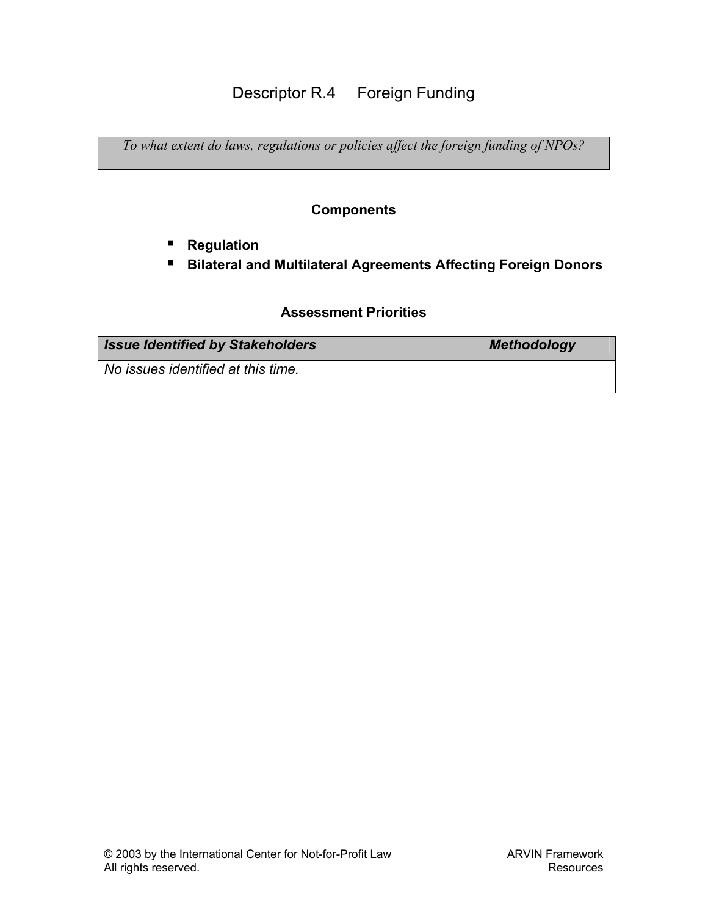# Descriptor R.4 Foreign Funding

*To what extent do laws, regulations or policies affect the foreign funding of NPOs?*

### Components

- **Regulation**
- **Bilateral and Multilateral Agreements Affecting Foreign Donors**

### Assessment Priorities

| *Issue Identified by Stakeholders* | *Methodology* |
|---|---|
| *No issues identified at this time.* | |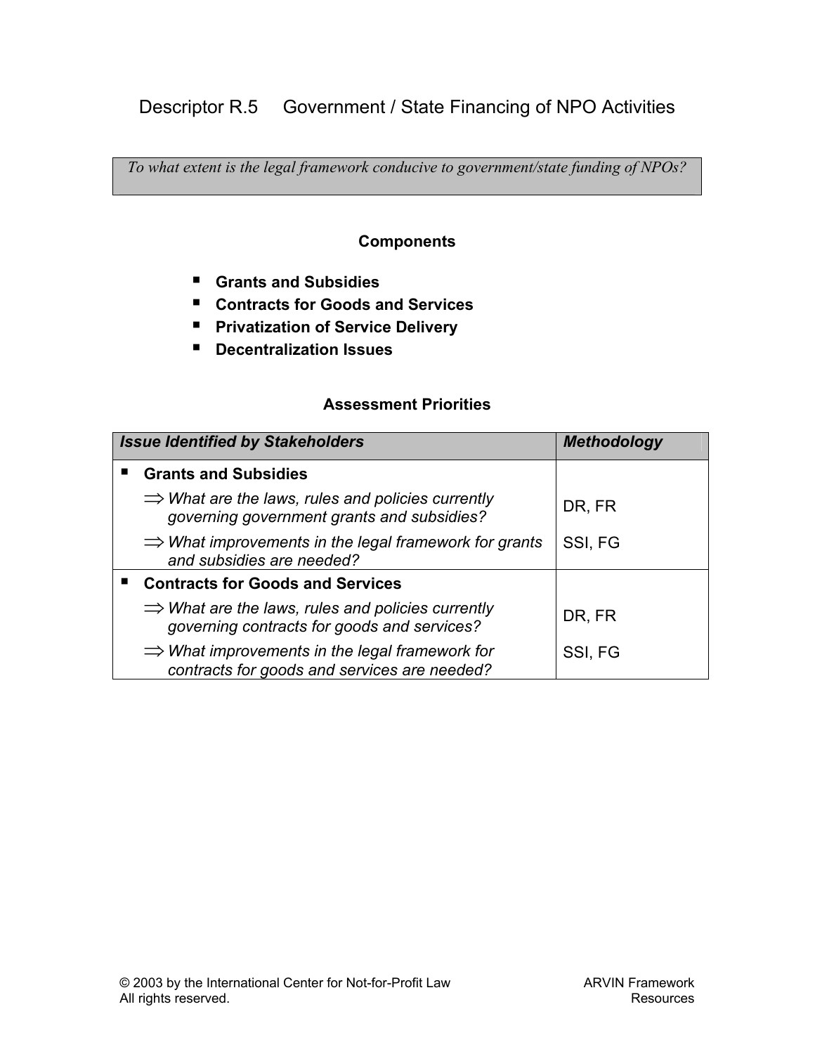## Descriptor R.5 Government / State Financing of NPO Activities

*To what extent is the legal framework conducive to government/state funding of NPOs?*

### Components

- **Grants and Subsidies**
- **Contracts for Goods and Services**
- **Privatization of Service Delivery**
- **Decentralization Issues**

### Assessment Priorities

| *Issue Identified by Stakeholders* | *Methodology* |
|---|---|
| ▪ **Grants and Subsidies** | |
| ⇒ *What are the laws, rules and policies currently governing government grants and subsidies?* | DR, FR |
| ⇒ *What improvements in the legal framework for grants and subsidies are needed?* | SSI, FG |
| ▪ **Contracts for Goods and Services** | |
| ⇒ *What are the laws, rules and policies currently governing contracts for goods and services?* | DR, FR |
| ⇒ *What improvements in the legal framework for contracts for goods and services are needed?* | SSI, FG |

© 2003 by the International Center for Not-for-Profit Law
All rights reserved.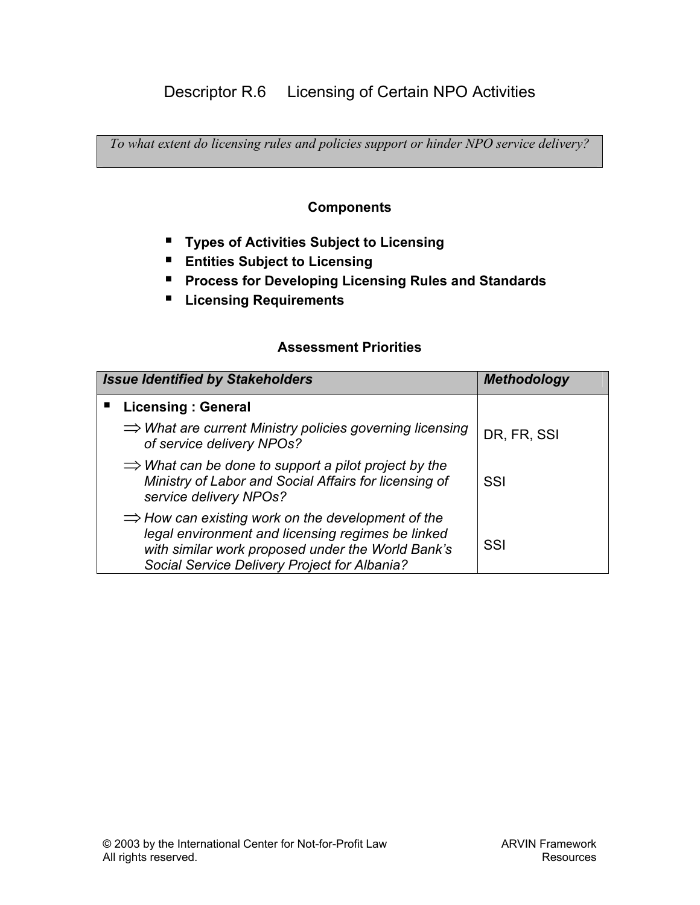# Descriptor R.6 Licensing of Certain NPO Activities

*To what extent do licensing rules and policies support or hinder NPO service delivery?*

**Components**

- **Types of Activities Subject to Licensing**
- **Entities Subject to Licensing**
- **Process for Developing Licensing Rules and Standards**
- **Licensing Requirements**

**Assessment Priorities**

| *Issue Identified by Stakeholders* | *Methodology* |
|---|---|
| ▪ **Licensing : General** | |
| ⇒ *What are current Ministry policies governing licensing of service delivery NPOs?* | DR, FR, SSI |
| ⇒ *What can be done to support a pilot project by the Ministry of Labor and Social Affairs for licensing of service delivery NPOs?* | SSI |
| ⇒ *How can existing work on the development of the legal environment and licensing regimes be linked with similar work proposed under the World Bank's Social Service Delivery Project for Albania?* | SSI |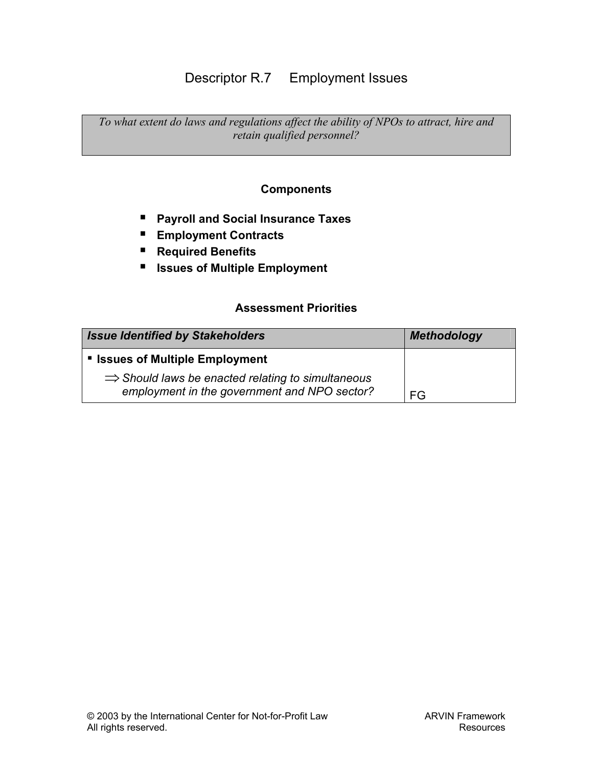# Descriptor R.7 Employment Issues

*To what extent do laws and regulations affect the ability of NPOs to attract, hire and retain qualified personnel?*

### Components

- **Payroll and Social Insurance Taxes**
- **Employment Contracts**
- **Required Benefits**
- **Issues of Multiple Employment**

### Assessment Priorities

| *Issue Identified by Stakeholders* | *Methodology* |
|---|---|
| ▪ **Issues of Multiple Employment**<br>⇒ *Should laws be enacted relating to simultaneous employment in the government and NPO sector?* | FG |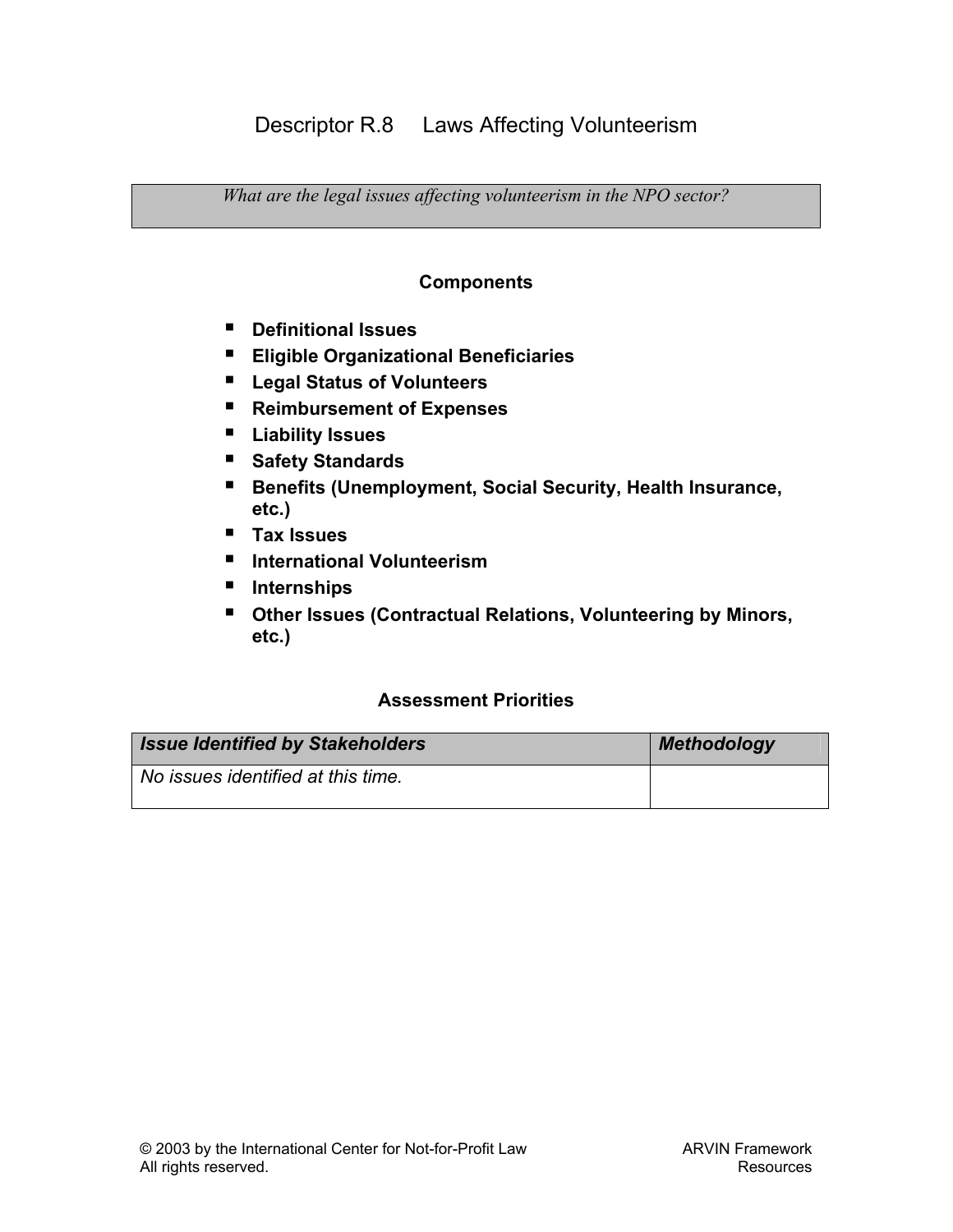# Descriptor R.8 Laws Affecting Volunteerism

*What are the legal issues affecting volunteerism in the NPO sector?*

### Components

- **Definitional Issues**
- **Eligible Organizational Beneficiaries**
- **Legal Status of Volunteers**
- **Reimbursement of Expenses**
- **Liability Issues**
- **Safety Standards**
- **Benefits (Unemployment, Social Security, Health Insurance, etc.)**
- **Tax Issues**
- **International Volunteerism**
- **Internships**
- **Other Issues (Contractual Relations, Volunteering by Minors, etc.)**

### Assessment Priorities

| ***Issue Identified by Stakeholders*** | ***Methodology*** |
|---|---|
| *No issues identified at this time.* | |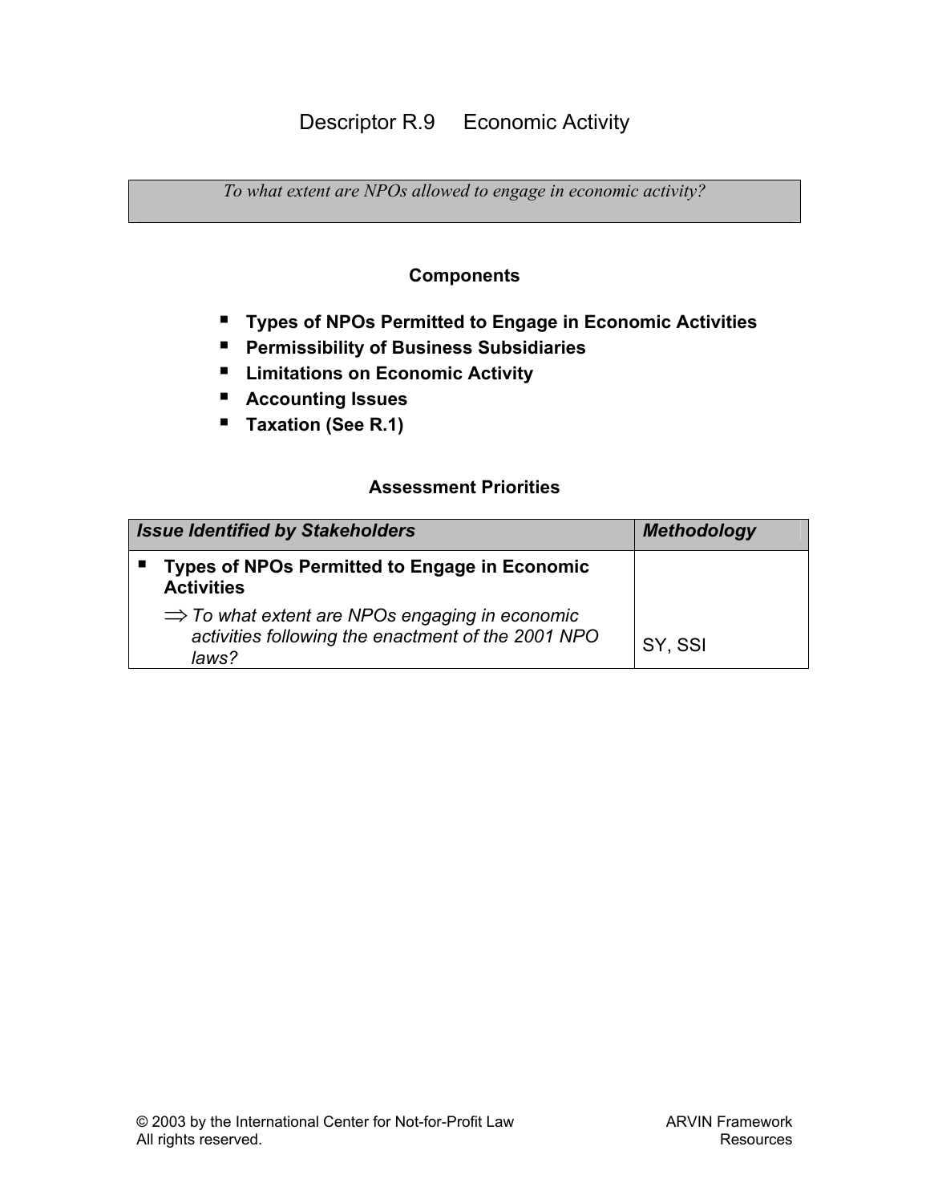# Descriptor R.9 Economic Activity

| *To what extent are NPOs allowed to engage in economic activity?* |
|---|

### Components

- **Types of NPOs Permitted to Engage in Economic Activities**
- **Permissibility of Business Subsidiaries**
- **Limitations on Economic Activity**
- **Accounting Issues**
- **Taxation (See R.1)**

### Assessment Priorities

| *Issue Identified by Stakeholders* | *Methodology* |
|---|---|
| ▪ **Types of NPOs Permitted to Engage in Economic Activities**<br>⇒ *To what extent are NPOs engaging in economic activities following the enactment of the 2001 NPO laws?* | SY, SSI |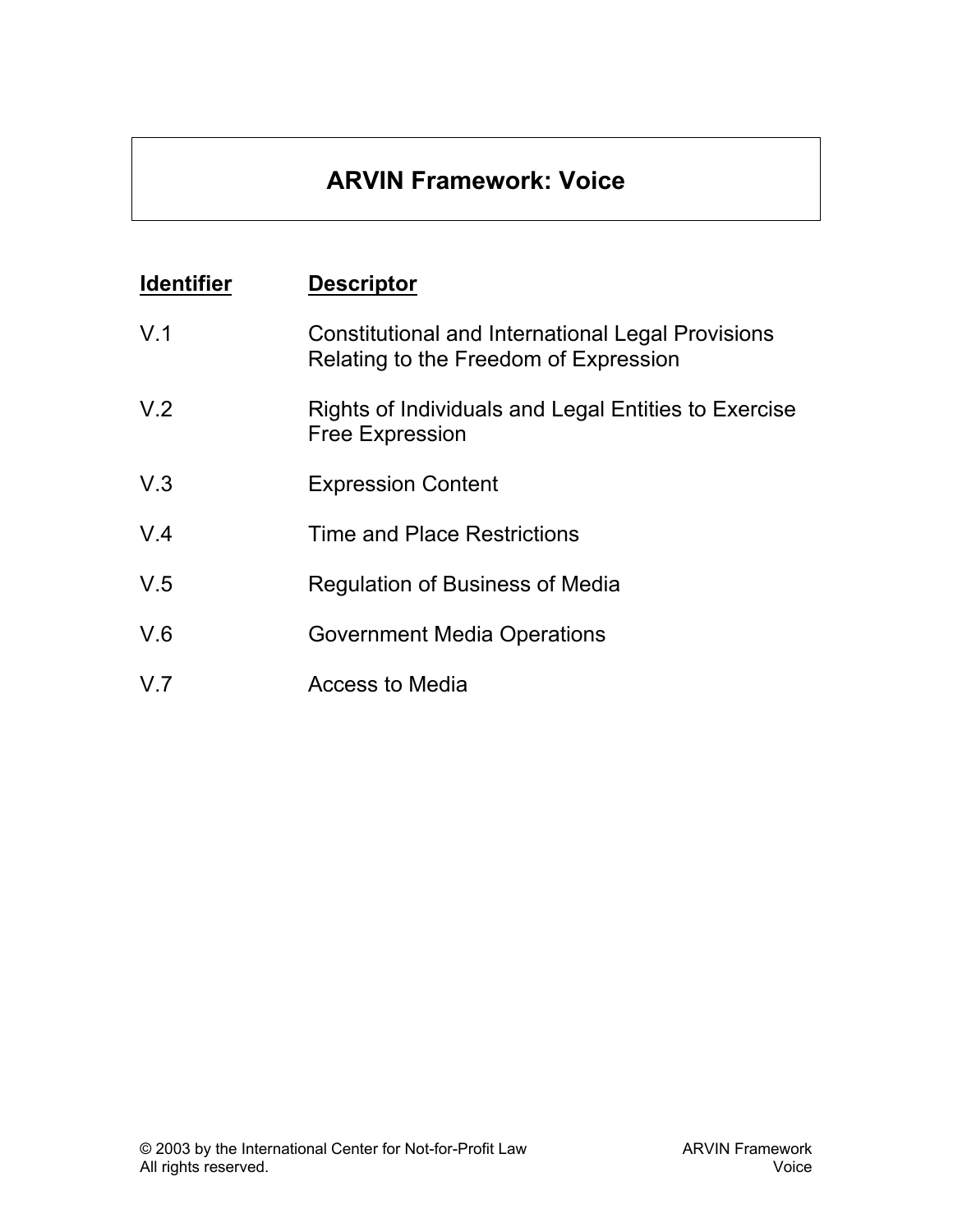# ARVIN Framework: Voice

| Identifier | Descriptor |
|---|---|
| V.1 | Constitutional and International Legal Provisions Relating to the Freedom of Expression |
| V.2 | Rights of Individuals and Legal Entities to Exercise Free Expression |
| V.3 | Expression Content |
| V.4 | Time and Place Restrictions |
| V.5 | Regulation of Business of Media |
| V.6 | Government Media Operations |
| V.7 | Access to Media |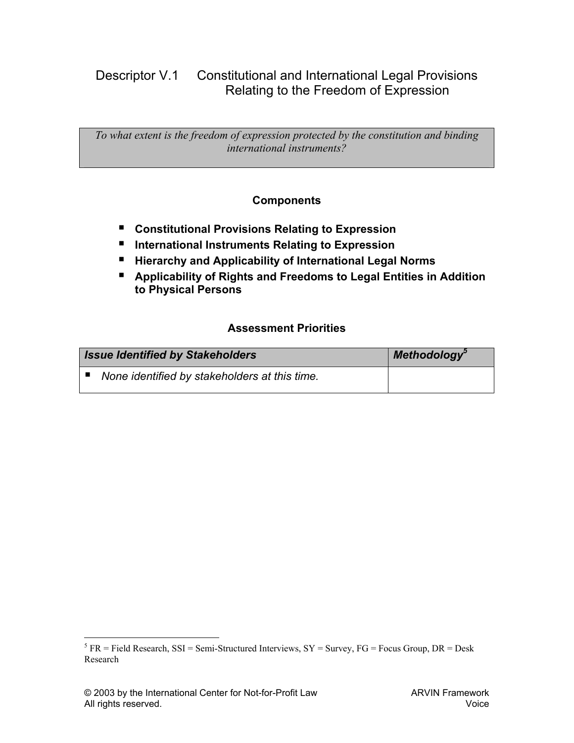## Descriptor V.1 Constitutional and International Legal Provisions Relating to the Freedom of Expression

*To what extent is the freedom of expression protected by the constitution and binding international instruments?*

### Components

- **Constitutional Provisions Relating to Expression**
- **International Instruments Relating to Expression**
- **Hierarchy and Applicability of International Legal Norms**
- **Applicability of Rights and Freedoms to Legal Entities in Addition to Physical Persons**

### Assessment Priorities

| *Issue Identified by Stakeholders* | *Methodology*[5] |
|---|---|
| ▪ *None identified by stakeholders at this time.* | |

[5] FR = Field Research, SSI = Semi-Structured Interviews, SY = Survey, FG = Focus Group, DR = Desk Research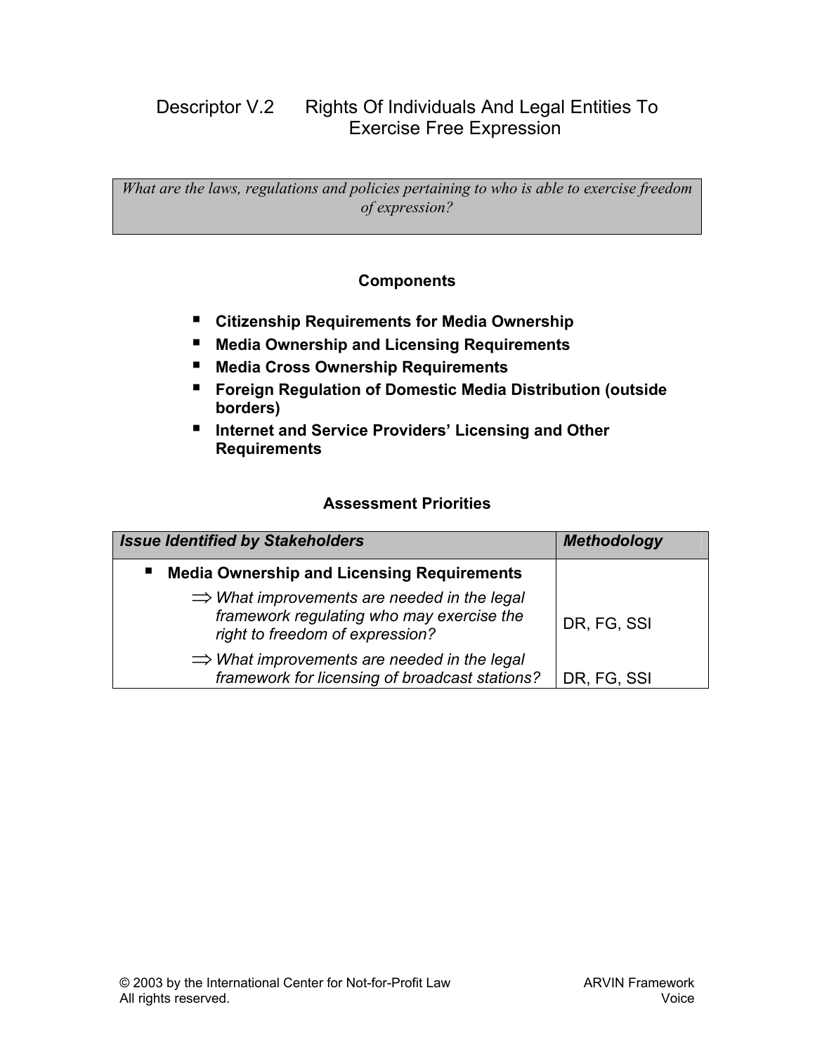## Descriptor V.2 Rights Of Individuals And Legal Entities To Exercise Free Expression

*What are the laws, regulations and policies pertaining to who is able to exercise freedom of expression?*

### Components

- **Citizenship Requirements for Media Ownership**
- **Media Ownership and Licensing Requirements**
- **Media Cross Ownership Requirements**
- **Foreign Regulation of Domestic Media Distribution (outside borders)**
- **Internet and Service Providers' Licensing and Other Requirements**

### Assessment Priorities

| *Issue Identified by Stakeholders* | *Methodology* |
|---|---|
| ▪ **Media Ownership and Licensing Requirements** | |
| ⇒ *What improvements are needed in the legal framework regulating who may exercise the right to freedom of expression?* | DR, FG, SSI |
| ⇒ *What improvements are needed in the legal framework for licensing of broadcast stations?* | DR, FG, SSI |

© 2003 by the International Center for Not-for-Profit Law
All rights reserved.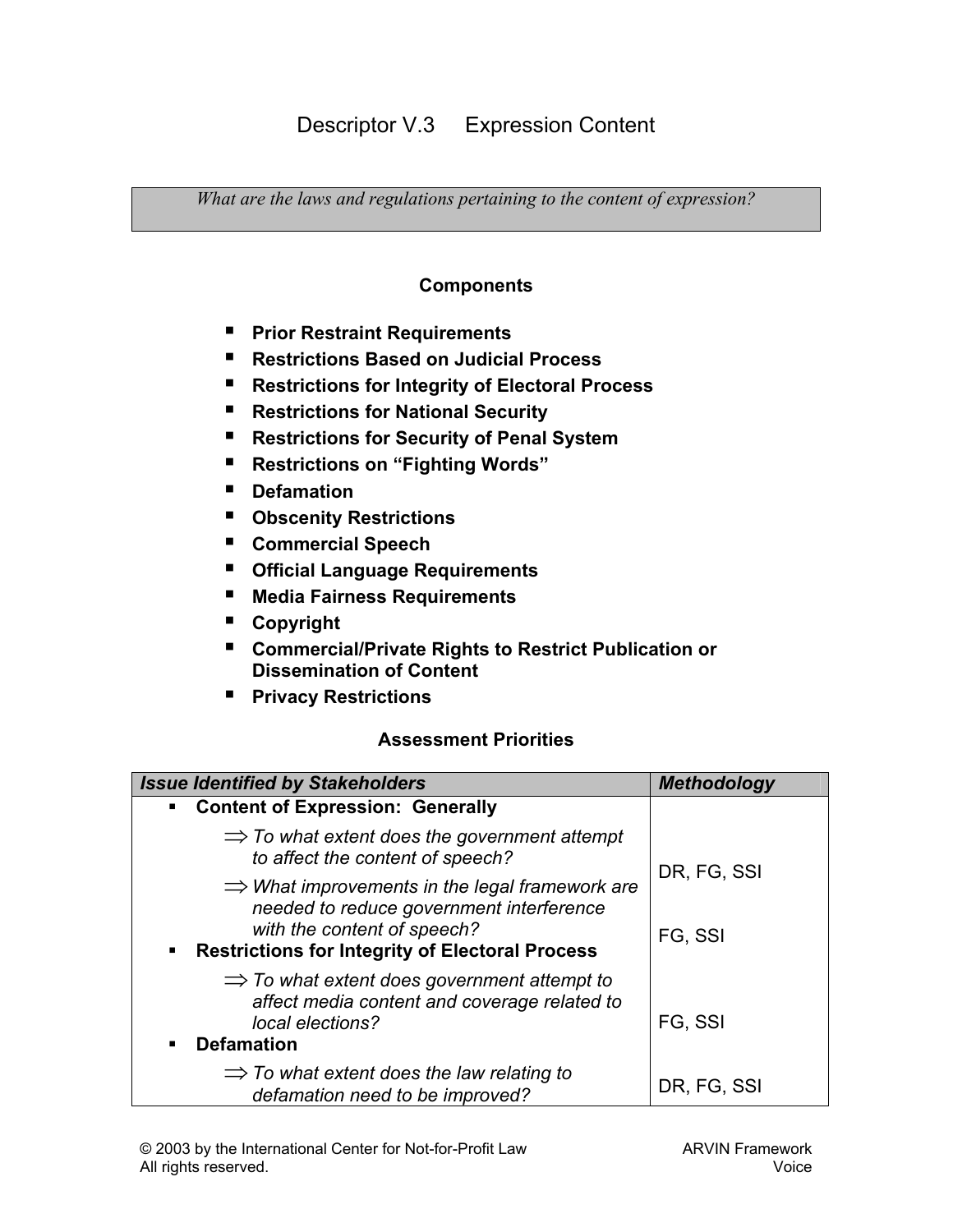# Descriptor V.3 Expression Content

*What are the laws and regulations pertaining to the content of expression?*

## Components

- **Prior Restraint Requirements**
- **Restrictions Based on Judicial Process**
- **Restrictions for Integrity of Electoral Process**
- **Restrictions for National Security**
- **Restrictions for Security of Penal System**
- **Restrictions on "Fighting Words"**
- **Defamation**
- **Obscenity Restrictions**
- **Commercial Speech**
- **Official Language Requirements**
- **Media Fairness Requirements**
- **Copyright**
- **Commercial/Private Rights to Restrict Publication or Dissemination of Content**
- **Privacy Restrictions**

## Assessment Priorities

| *Issue Identified by Stakeholders* | *Methodology* |
|---|---|
| ▪ **Content of Expression: Generally** | |
| ⇒ *To what extent does the government attempt to affect the content of speech?* | DR, FG, SSI |
| ⇒ *What improvements in the legal framework are needed to reduce government interference with the content of speech?* | FG, SSI |
| ▪ **Restrictions for Integrity of Electoral Process** | |
| ⇒ *To what extent does government attempt to affect media content and coverage related to local elections?* | FG, SSI |
| ▪ **Defamation** | |
| ⇒ *To what extent does the law relating to defamation need to be improved?* | DR, FG, SSI |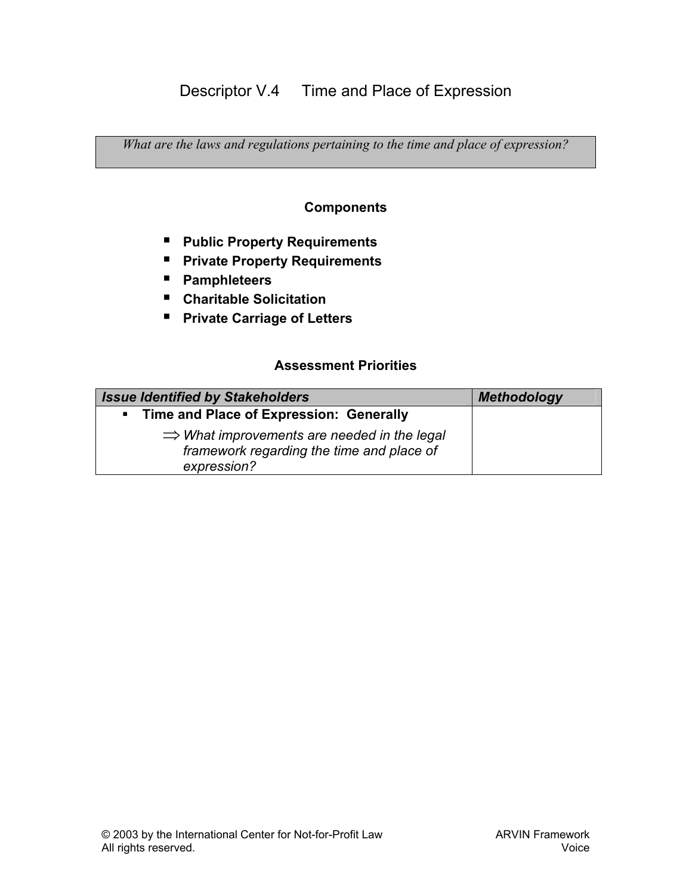# Descriptor V.4 Time and Place of Expression

*What are the laws and regulations pertaining to the time and place of expression?*

### Components

- **Public Property Requirements**
- **Private Property Requirements**
- **Pamphleteers**
- **Charitable Solicitation**
- **Private Carriage of Letters**

### Assessment Priorities

| *Issue Identified by Stakeholders* | *Methodology* |
|---|---|
| ▪ **Time and Place of Expression: Generally**<br>⇒ *What improvements are needed in the legal framework regarding the time and place of expression?* | |

© 2003 by the International Center for Not-for-Profit Law
All rights reserved.

ARVIN Framework
Voice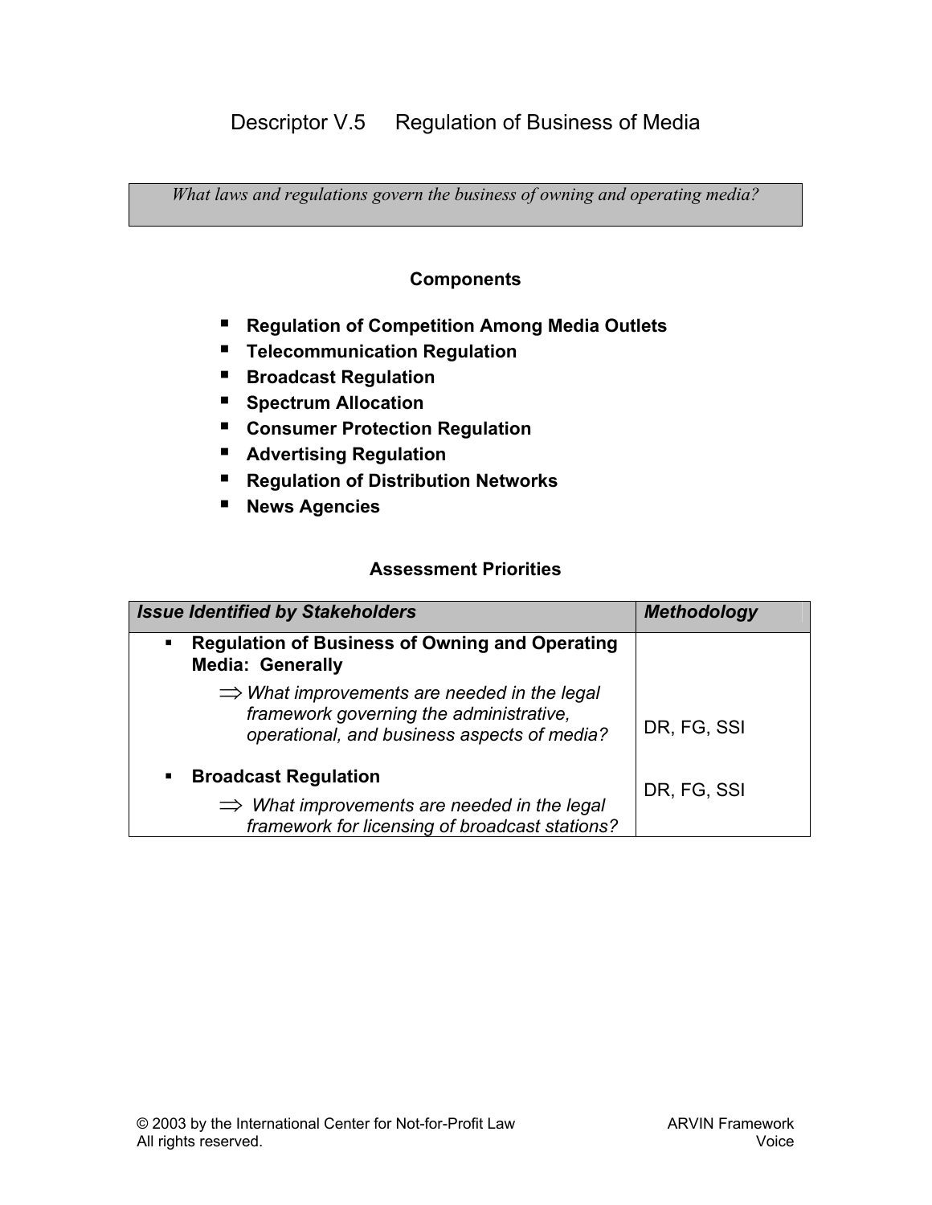## Descriptor V.5 Regulation of Business of Media

*What laws and regulations govern the business of owning and operating media?*

### Components

- **Regulation of Competition Among Media Outlets**
- **Telecommunication Regulation**
- **Broadcast Regulation**
- **Spectrum Allocation**
- **Consumer Protection Regulation**
- **Advertising Regulation**
- **Regulation of Distribution Networks**
- **News Agencies**

### Assessment Priorities

| *Issue Identified by Stakeholders* | *Methodology* |
|---|---|
| ▪ **Regulation of Business of Owning and Operating Media: Generally**<br>⇒ *What improvements are needed in the legal framework governing the administrative, operational, and business aspects of media?* | DR, FG, SSI |
| ▪ **Broadcast Regulation**<br>⇒ *What improvements are needed in the legal framework for licensing of broadcast stations?* | DR, FG, SSI |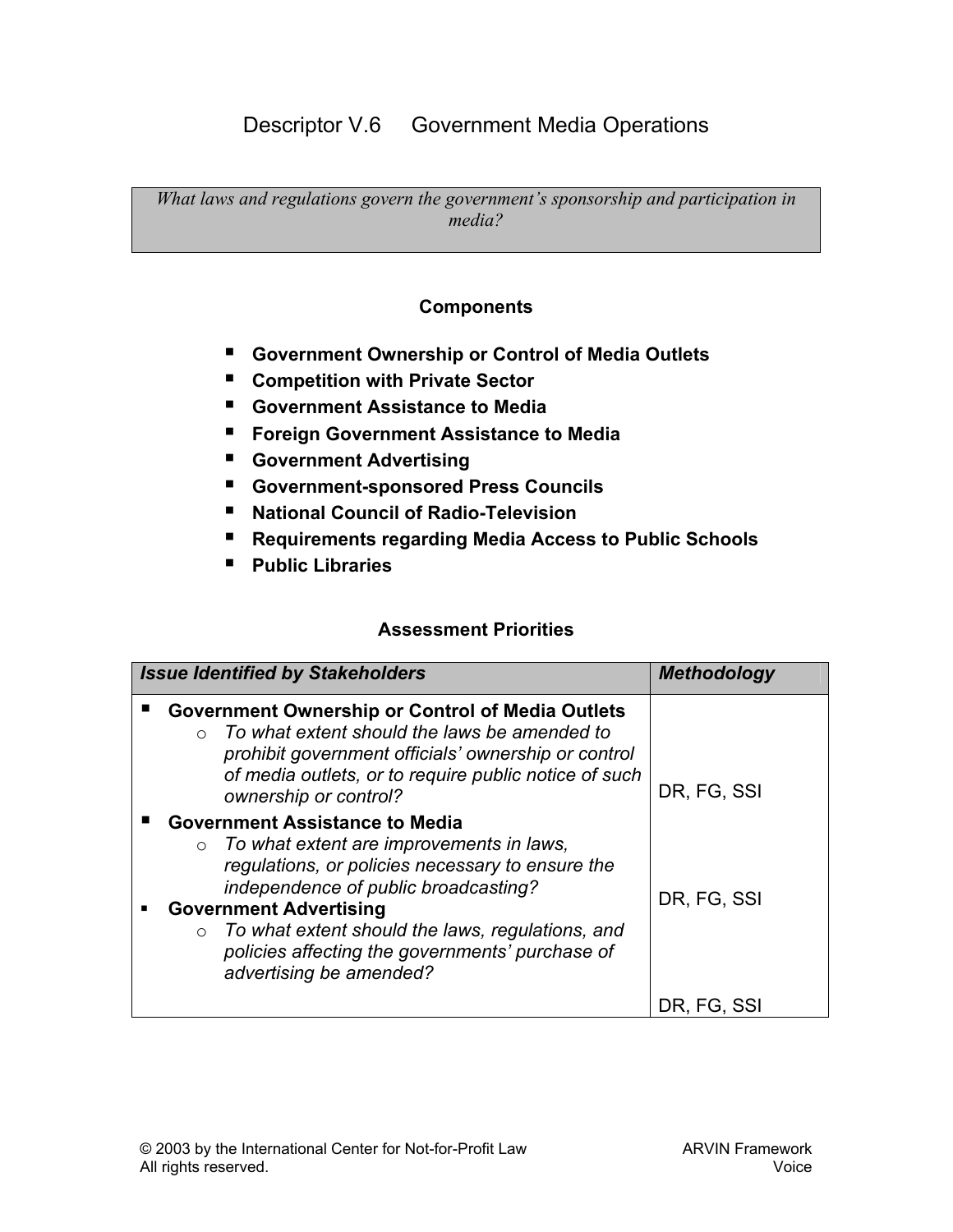# Descriptor V.6 Government Media Operations

*What laws and regulations govern the government's sponsorship and participation in media?*

### Components

- **Government Ownership or Control of Media Outlets**
- **Competition with Private Sector**
- **Government Assistance to Media**
- **Foreign Government Assistance to Media**
- **Government Advertising**
- **Government-sponsored Press Councils**
- **National Council of Radio-Television**
- **Requirements regarding Media Access to Public Schools**
- **Public Libraries**

### Assessment Priorities

| *Issue Identified by Stakeholders* | *Methodology* |
| --- | --- |
| **Government Ownership or Control of Media Outlets**<br>○ *To what extent should the laws be amended to prohibit government officials' ownership or control of media outlets, or to require public notice of such ownership or control?* | DR, FG, SSI |
| **Government Assistance to Media**<br>○ *To what extent are improvements in laws, regulations, or policies necessary to ensure the independence of public broadcasting?* | DR, FG, SSI |
| **Government Advertising**<br>○ *To what extent should the laws, regulations, and policies affecting the governments' purchase of advertising be amended?* | DR, FG, SSI |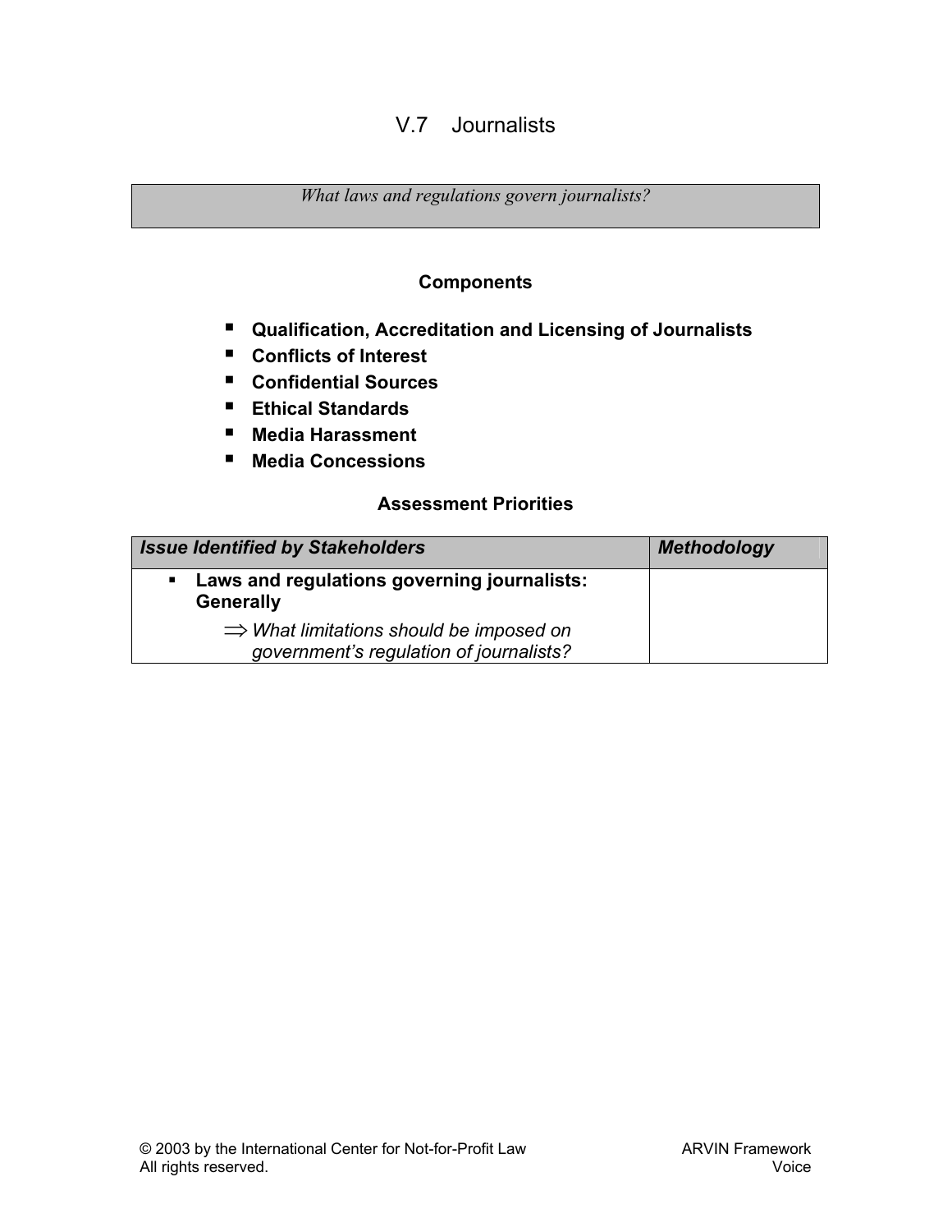# V.7 Journalists

*What laws and regulations govern journalists?*

### Components

- **Qualification, Accreditation and Licensing of Journalists**
- **Conflicts of Interest**
- **Confidential Sources**
- **Ethical Standards**
- **Media Harassment**
- **Media Concessions**

### Assessment Priorities

| *Issue Identified by Stakeholders* | *Methodology* |
|---|---|
| ▪ **Laws and regulations governing journalists: Generally**<br>⇒ *What limitations should be imposed on government's regulation of journalists?* | |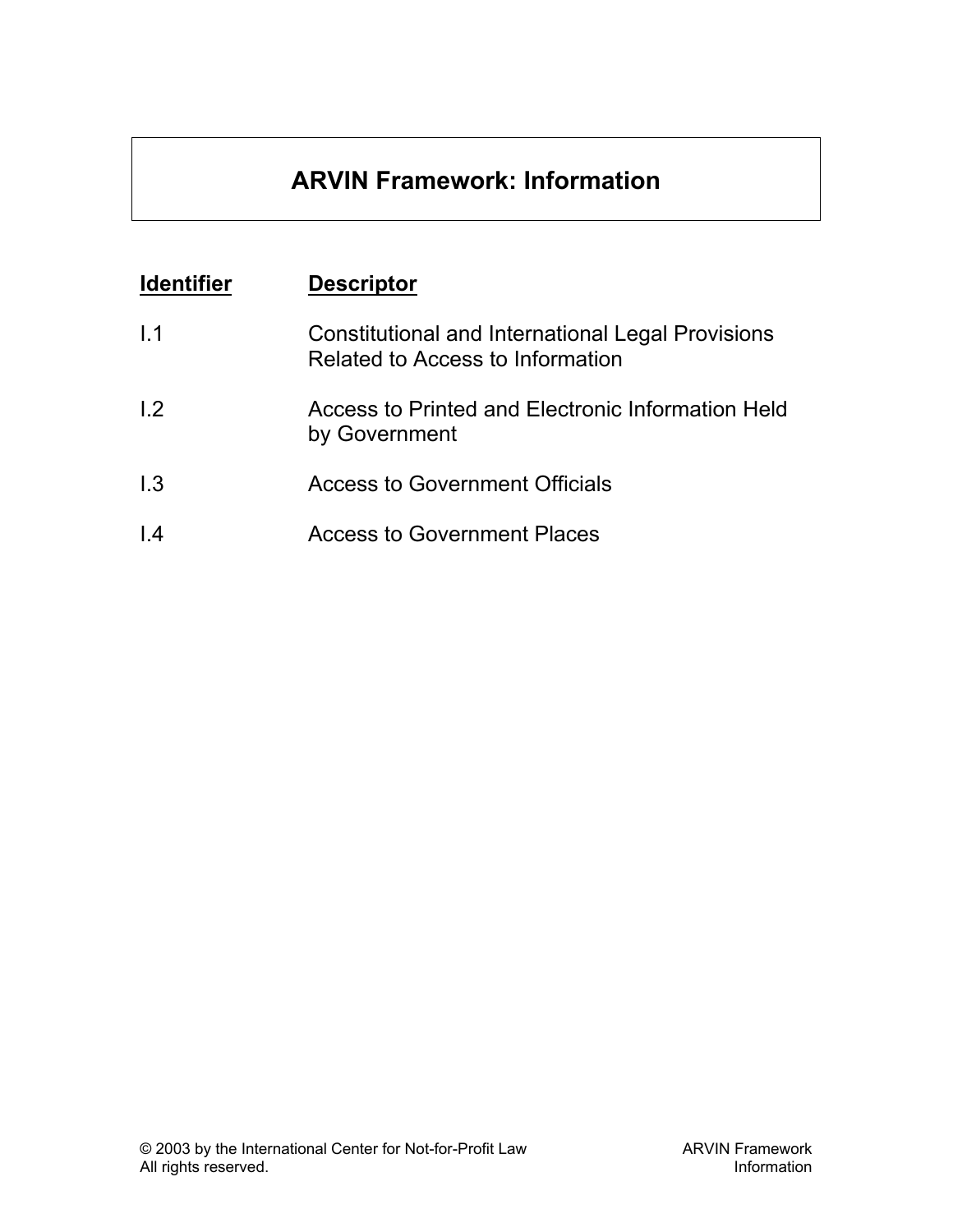# ARVIN Framework: Information

| Identifier | Descriptor |
| --- | --- |
| I.1 | Constitutional and International Legal Provisions Related to Access to Information |
| I.2 | Access to Printed and Electronic Information Held by Government |
| I.3 | Access to Government Officials |
| I.4 | Access to Government Places |

© 2003 by the International Center for Not-for-Profit Law
All rights reserved.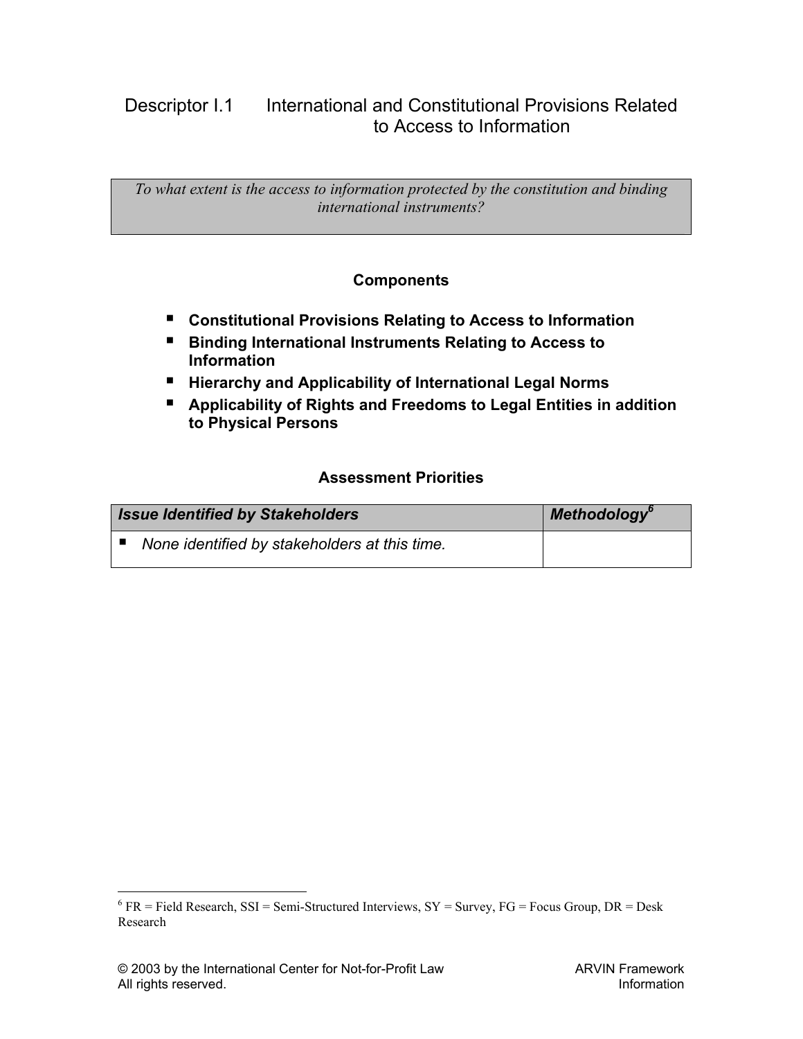## Descriptor I.1 International and Constitutional Provisions Related to Access to Information

*To what extent is the access to information protected by the constitution and binding international instruments?*

### Components

- **Constitutional Provisions Relating to Access to Information**
- **Binding International Instruments Relating to Access to Information**
- **Hierarchy and Applicability of International Legal Norms**
- **Applicability of Rights and Freedoms to Legal Entities in addition to Physical Persons**

### Assessment Priorities

| *Issue Identified by Stakeholders* | *Methodology*[6] |
| --- | --- |
| ▪ *None identified by stakeholders at this time.* | |

[6] FR = Field Research, SSI = Semi-Structured Interviews, SY = Survey, FG = Focus Group, DR = Desk Research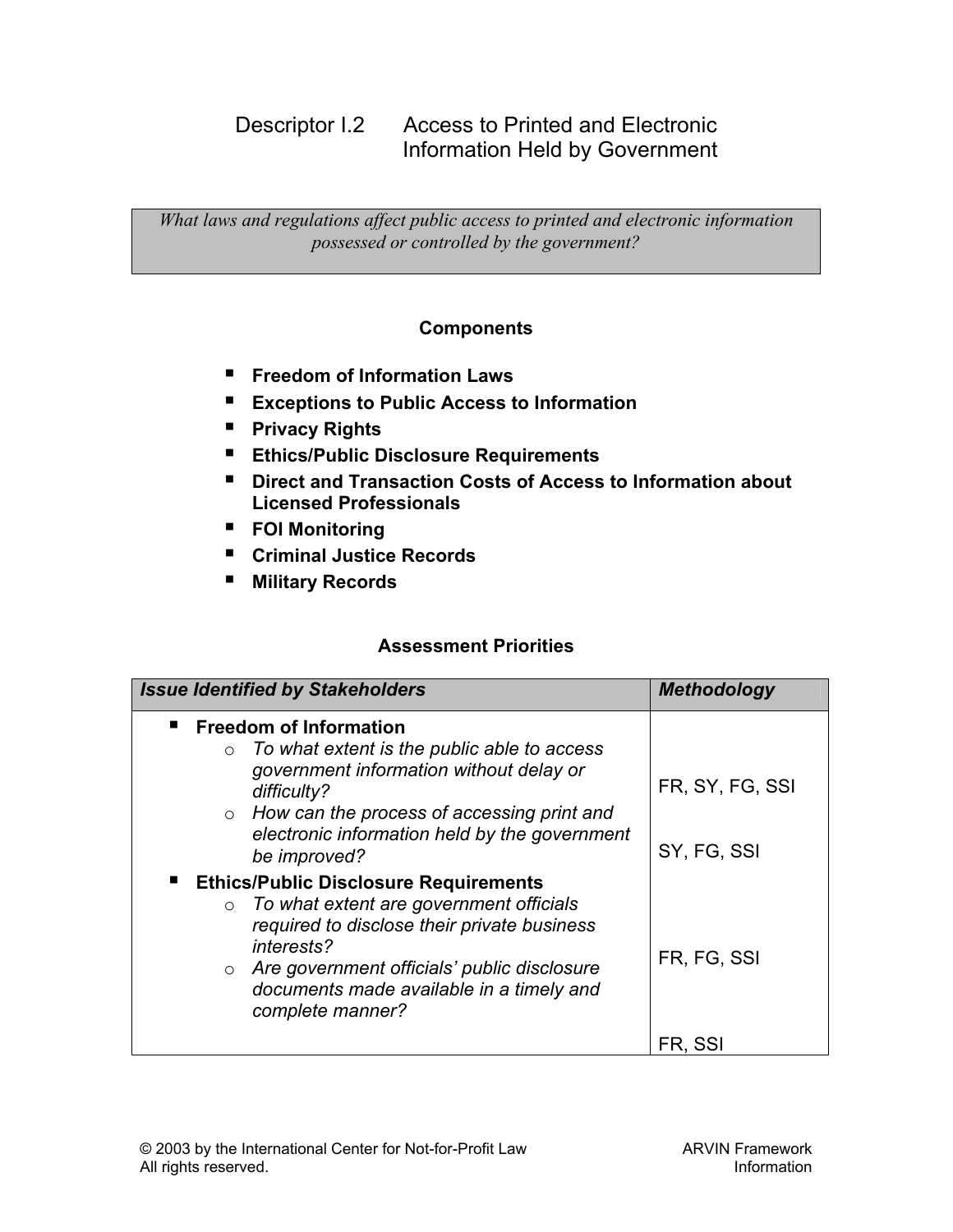# Descriptor I.2 Access to Printed and Electronic Information Held by Government

*What laws and regulations affect public access to printed and electronic information possessed or controlled by the government?*

## Components

- **Freedom of Information Laws**
- **Exceptions to Public Access to Information**
- **Privacy Rights**
- **Ethics/Public Disclosure Requirements**
- **Direct and Transaction Costs of Access to Information about Licensed Professionals**
- **FOI Monitoring**
- **Criminal Justice Records**
- **Military Records**

## Assessment Priorities

| *Issue Identified by Stakeholders* | *Methodology* |
|---|---|
| **Freedom of Information** | |
| ○ *To what extent is the public able to access government information without delay or difficulty?* | FR, SY, FG, SSI |
| ○ *How can the process of accessing print and electronic information held by the government be improved?* | SY, FG, SSI |
| **Ethics/Public Disclosure Requirements** | |
| ○ *To what extent are government officials required to disclose their private business interests?* | FR, FG, SSI |
| ○ *Are government officials' public disclosure documents made available in a timely and complete manner?* | FR, SSI |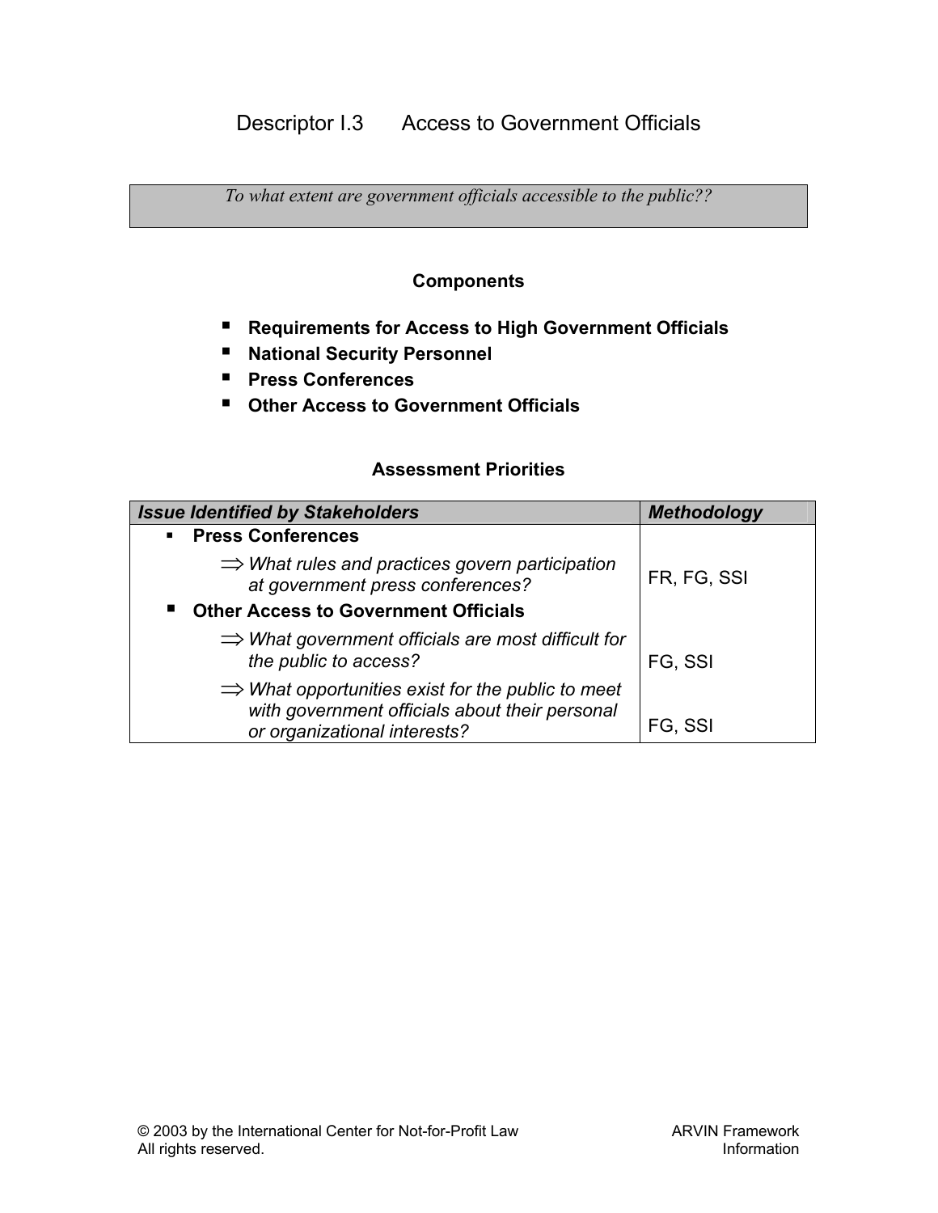# Descriptor I.3 Access to Government Officials

*To what extent are government officials accessible to the public??*

### Components

- **Requirements for Access to High Government Officials**
- **National Security Personnel**
- **Press Conferences**
- **Other Access to Government Officials**

### Assessment Priorities

| *Issue Identified by Stakeholders* | *Methodology* |
|---|---|
| ▪ **Press Conferences** | |
| ⇒ *What rules and practices govern participation at government press conferences?* | FR, FG, SSI |
| ▪ **Other Access to Government Officials** | |
| ⇒ *What government officials are most difficult for the public to access?* | FG, SSI |
| ⇒ *What opportunities exist for the public to meet with government officials about their personal or organizational interests?* | FG, SSI |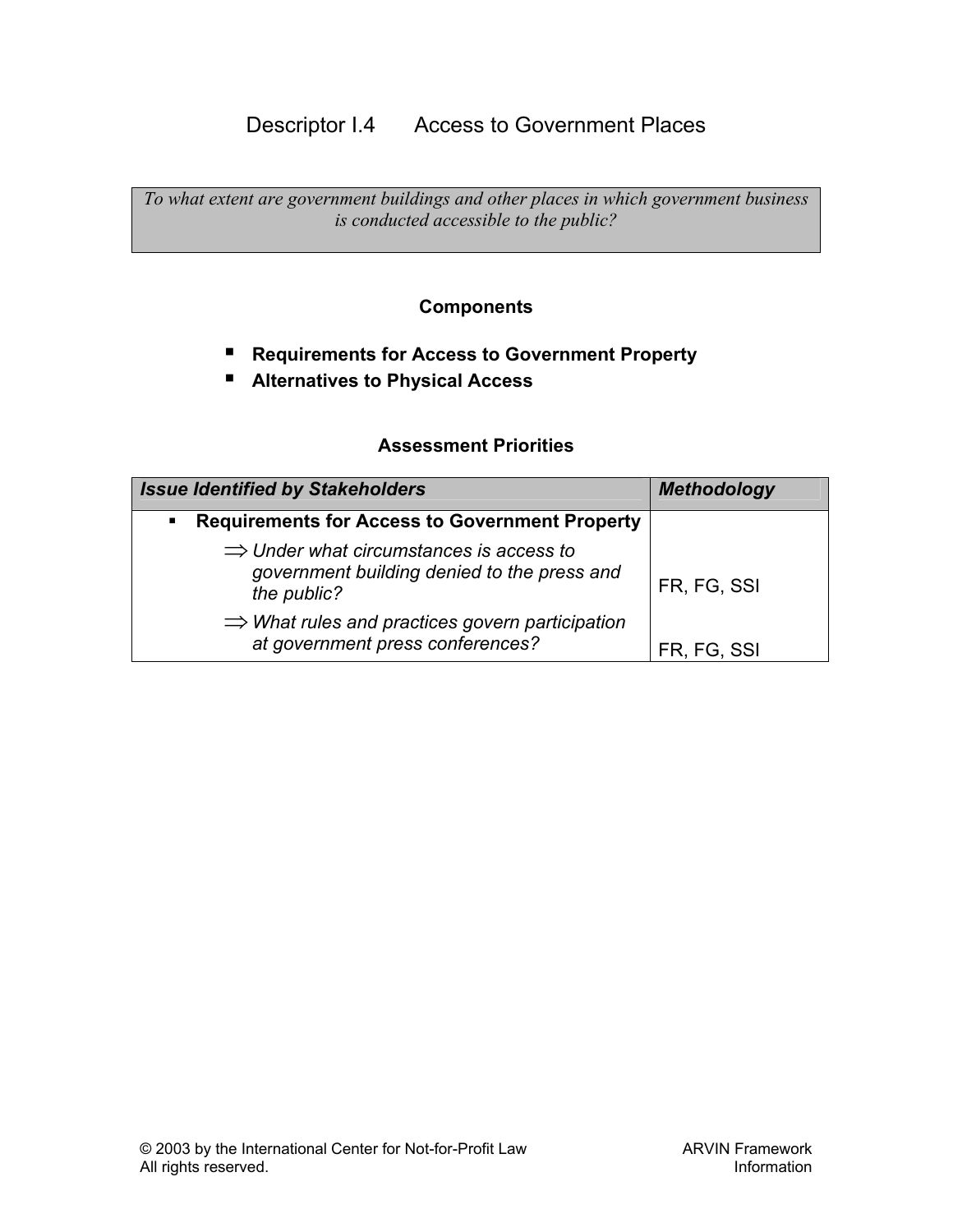# Descriptor I.4 Access to Government Places

*To what extent are government buildings and other places in which government business is conducted accessible to the public?*

### Components

- **Requirements for Access to Government Property**
- **Alternatives to Physical Access**

### Assessment Priorities

| *Issue Identified by Stakeholders* | *Methodology* |
|---|---|
| ▪ **Requirements for Access to Government Property** | |
| ⇒ *Under what circumstances is access to government building denied to the press and the public?* | FR, FG, SSI |
| ⇒ *What rules and practices govern participation at government press conferences?* | FR, FG, SSI |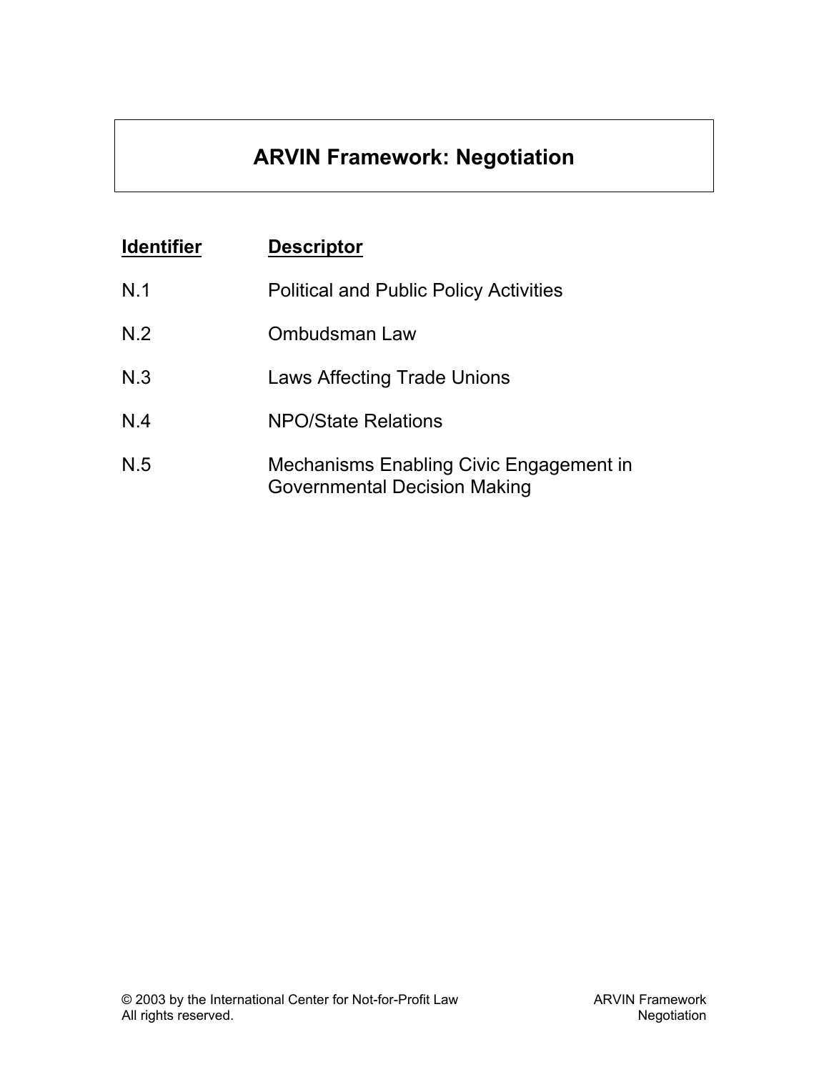# ARVIN Framework: Negotiation

| **Identifier** | **Descriptor** |
| --- | --- |
| N.1 | Political and Public Policy Activities |
| N.2 | Ombudsman Law |
| N.3 | Laws Affecting Trade Unions |
| N.4 | NPO/State Relations |
| N.5 | Mechanisms Enabling Civic Engagement in Governmental Decision Making |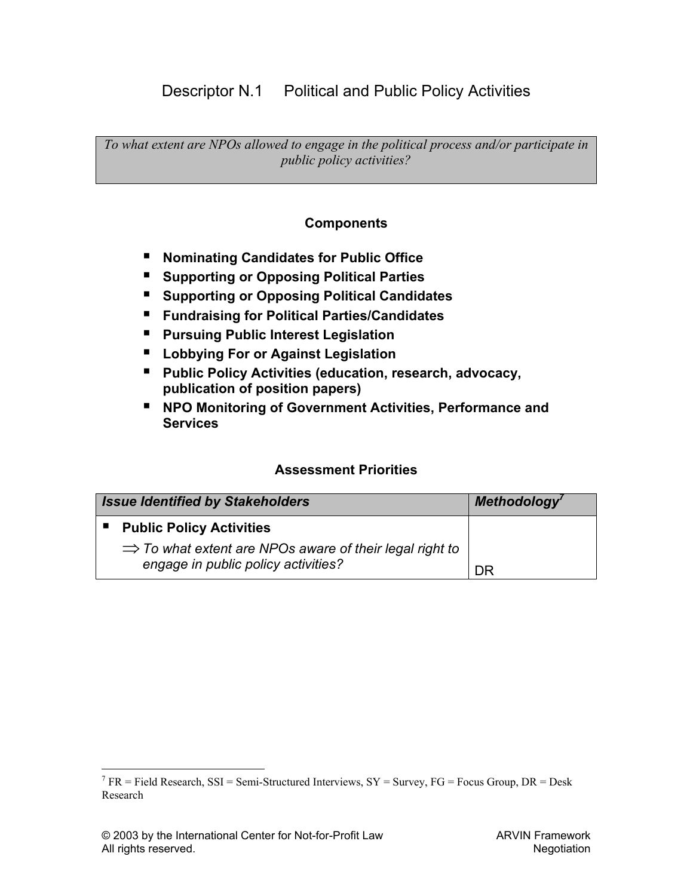## Descriptor N.1 Political and Public Policy Activities

*To what extent are NPOs allowed to engage in the political process and/or participate in public policy activities?*

### Components

- **Nominating Candidates for Public Office**
- **Supporting or Opposing Political Parties**
- **Supporting or Opposing Political Candidates**
- **Fundraising for Political Parties/Candidates**
- **Pursuing Public Interest Legislation**
- **Lobbying For or Against Legislation**
- **Public Policy Activities (education, research, advocacy, publication of position papers)**
- **NPO Monitoring of Government Activities, Performance and Services**

### Assessment Priorities

| ***Issue Identified by Stakeholders*** | ***Methodology[7]*** |
| --- | --- |
| ▪ **Public Policy Activities**<br>⇒ *To what extent are NPOs aware of their legal right to engage in public policy activities?* | DR |

[7] FR = Field Research, SSI = Semi-Structured Interviews, SY = Survey, FG = Focus Group, DR = Desk Research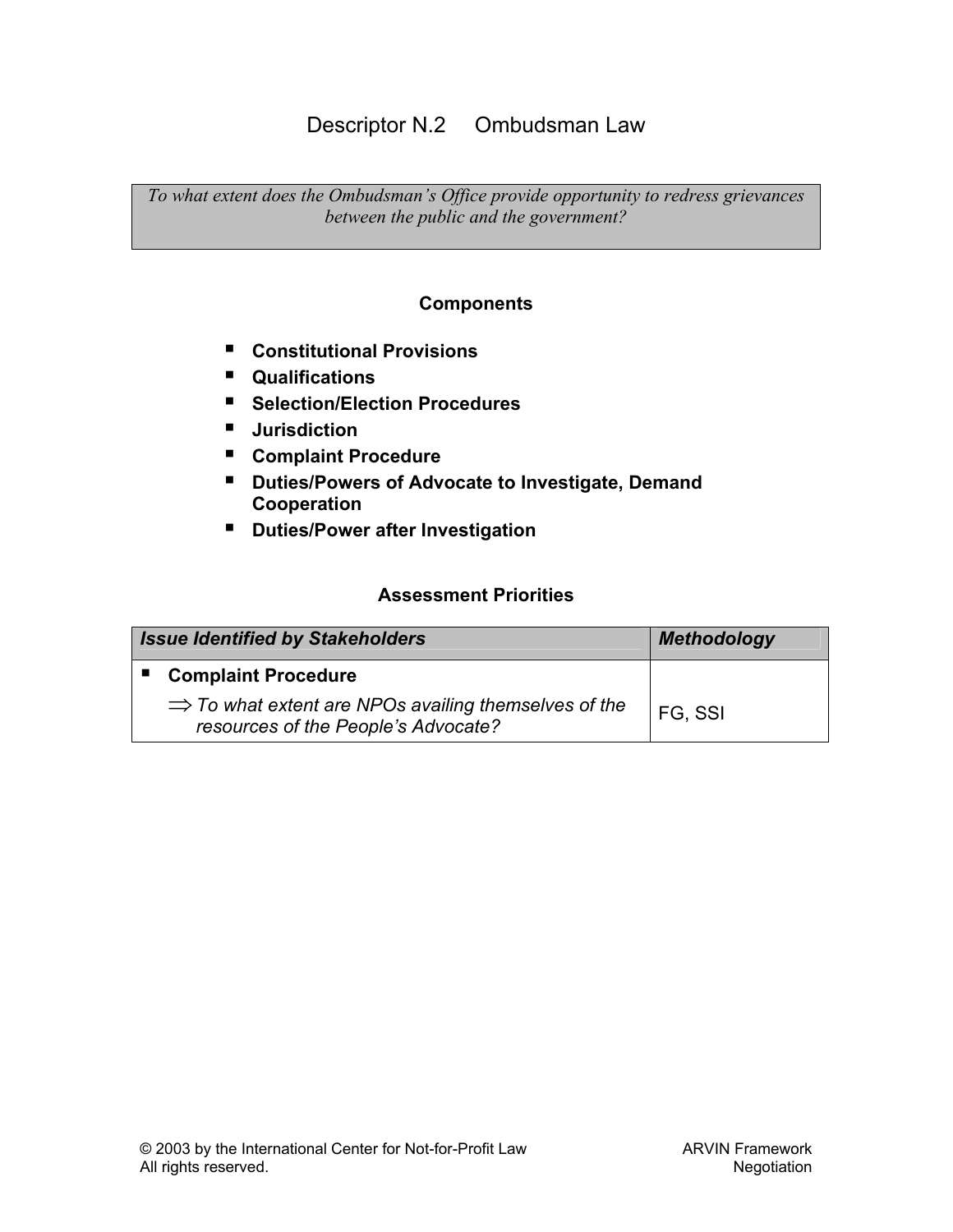# Descriptor N.2 Ombudsman Law

*To what extent does the Ombudsman's Office provide opportunity to redress grievances between the public and the government?*

### Components

- **Constitutional Provisions**
- **Qualifications**
- **Selection/Election Procedures**
- **Jurisdiction**
- **Complaint Procedure**
- **Duties/Powers of Advocate to Investigate, Demand Cooperation**
- **Duties/Power after Investigation**

### Assessment Priorities

| *Issue Identified by Stakeholders* | *Methodology* |
|---|---|
| ▪ **Complaint Procedure** <br> ⇒ *To what extent are NPOs availing themselves of the resources of the People's Advocate?* | FG, SSI |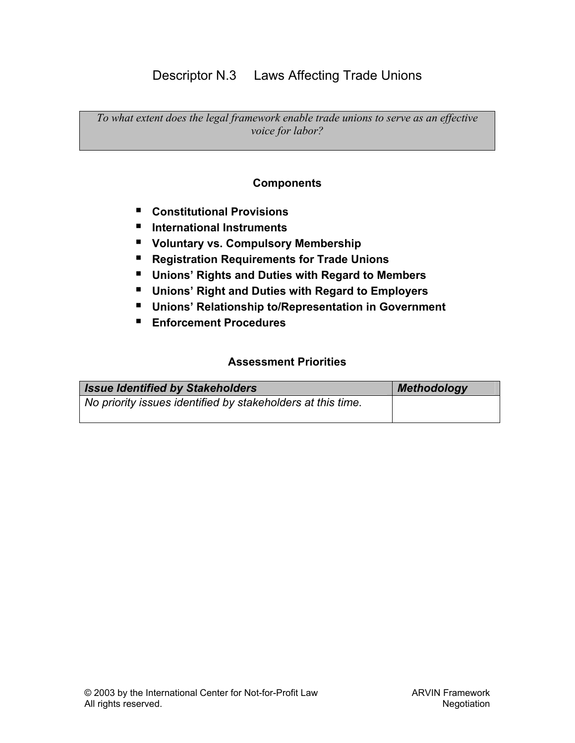# Descriptor N.3 Laws Affecting Trade Unions

*To what extent does the legal framework enable trade unions to serve as an effective voice for labor?*

### Components

- **Constitutional Provisions**
- **International Instruments**
- **Voluntary vs. Compulsory Membership**
- **Registration Requirements for Trade Unions**
- **Unions' Rights and Duties with Regard to Members**
- **Unions' Right and Duties with Regard to Employers**
- **Unions' Relationship to/Representation in Government**
- **Enforcement Procedures**

### Assessment Priorities

| ***Issue Identified by Stakeholders*** | ***Methodology*** |
|---|---|
| *No priority issues identified by stakeholders at this time.* | |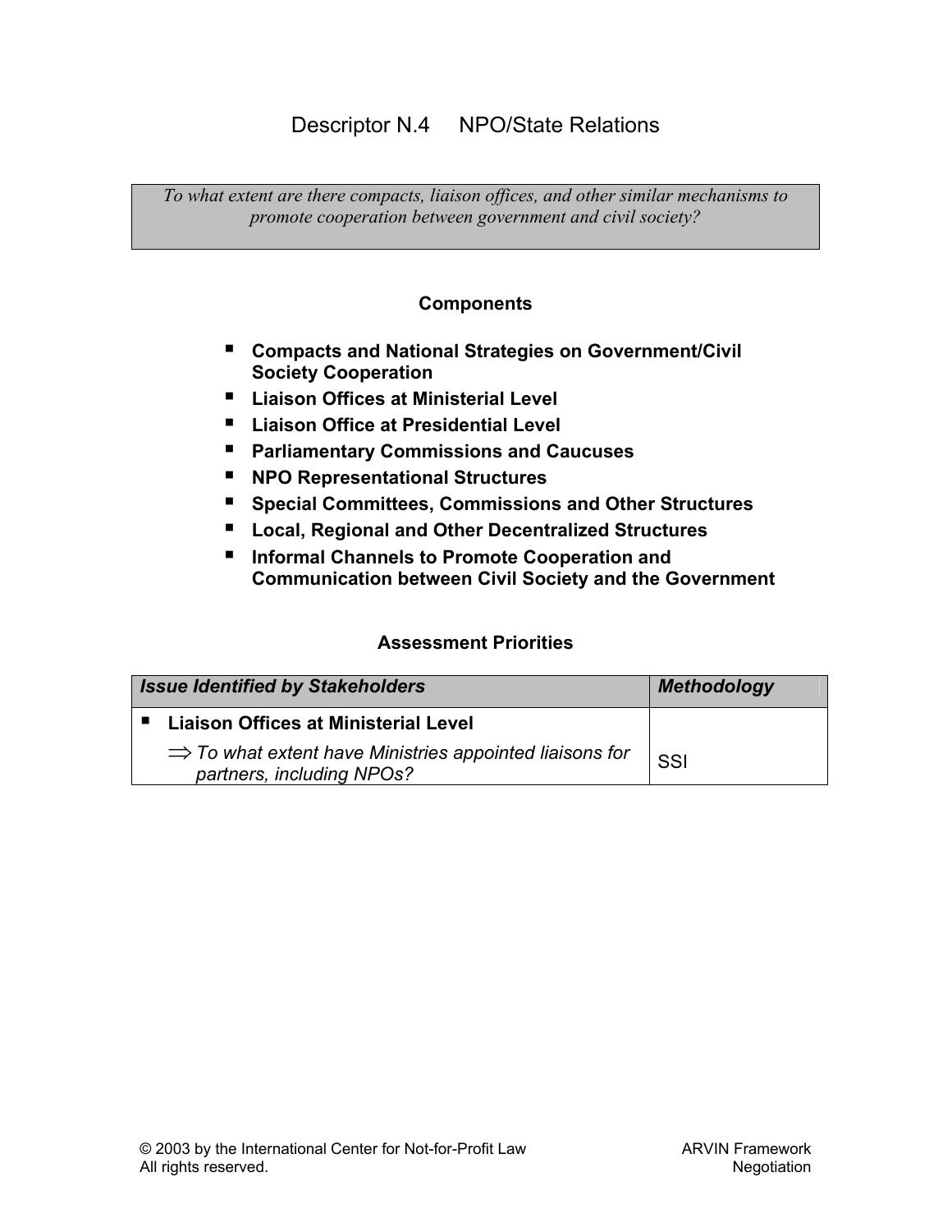# Descriptor N.4 NPO/State Relations

*To what extent are there compacts, liaison offices, and other similar mechanisms to promote cooperation between government and civil society?*

### Components

- **Compacts and National Strategies on Government/Civil Society Cooperation**
- **Liaison Offices at Ministerial Level**
- **Liaison Office at Presidential Level**
- **Parliamentary Commissions and Caucuses**
- **NPO Representational Structures**
- **Special Committees, Commissions and Other Structures**
- **Local, Regional and Other Decentralized Structures**
- **Informal Channels to Promote Cooperation and Communication between Civil Society and the Government**

### Assessment Priorities

| ***Issue Identified by Stakeholders*** | ***Methodology*** |
|---|---|
| ▪ **Liaison Offices at Ministerial Level** ⇒ *To what extent have Ministries appointed liaisons for partners, including NPOs?* | SSI |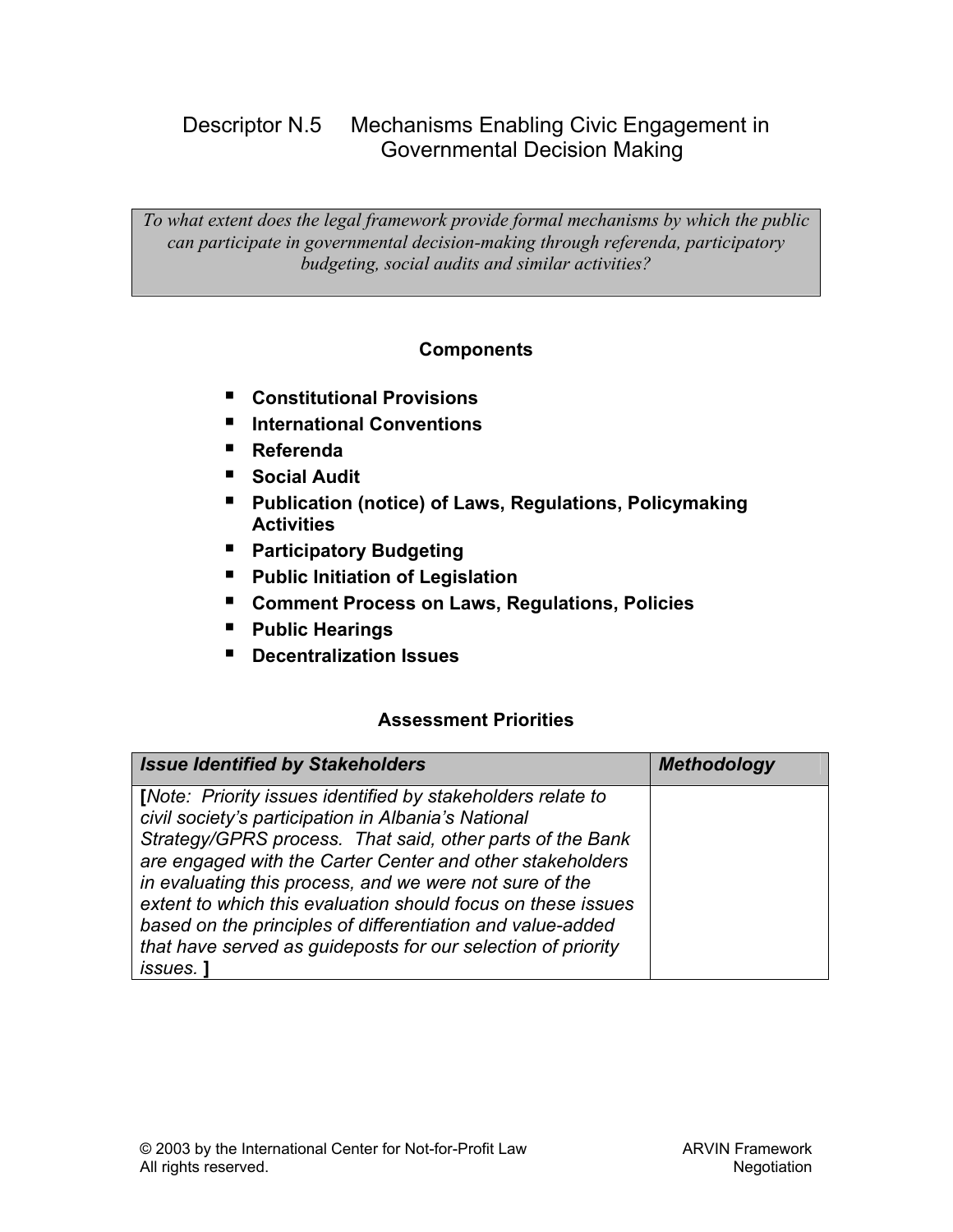# Descriptor N.5 Mechanisms Enabling Civic Engagement in Governmental Decision Making

*To what extent does the legal framework provide formal mechanisms by which the public can participate in governmental decision-making through referenda, participatory budgeting, social audits and similar activities?*

### Components

- **Constitutional Provisions**
- **International Conventions**
- **Referenda**
- **Social Audit**
- **Publication (notice) of Laws, Regulations, Policymaking Activities**
- **Participatory Budgeting**
- **Public Initiation of Legislation**
- **Comment Process on Laws, Regulations, Policies**
- **Public Hearings**
- **Decentralization Issues**

### Assessment Priorities

| *Issue Identified by Stakeholders* | *Methodology* |
|---|---|
| **[***Note: Priority issues identified by stakeholders relate to civil society's participation in Albania's National Strategy/GPRS process. That said, other parts of the Bank are engaged with the Carter Center and other stakeholders in evaluating this process, and we were not sure of the extent to which this evaluation should focus on these issues based on the principles of differentiation and value-added that have served as guideposts for our selection of priority issues.* **]** | |

© 2003 by the International Center for Not-for-Profit Law
All rights reserved.

ARVIN Framework
Negotiation